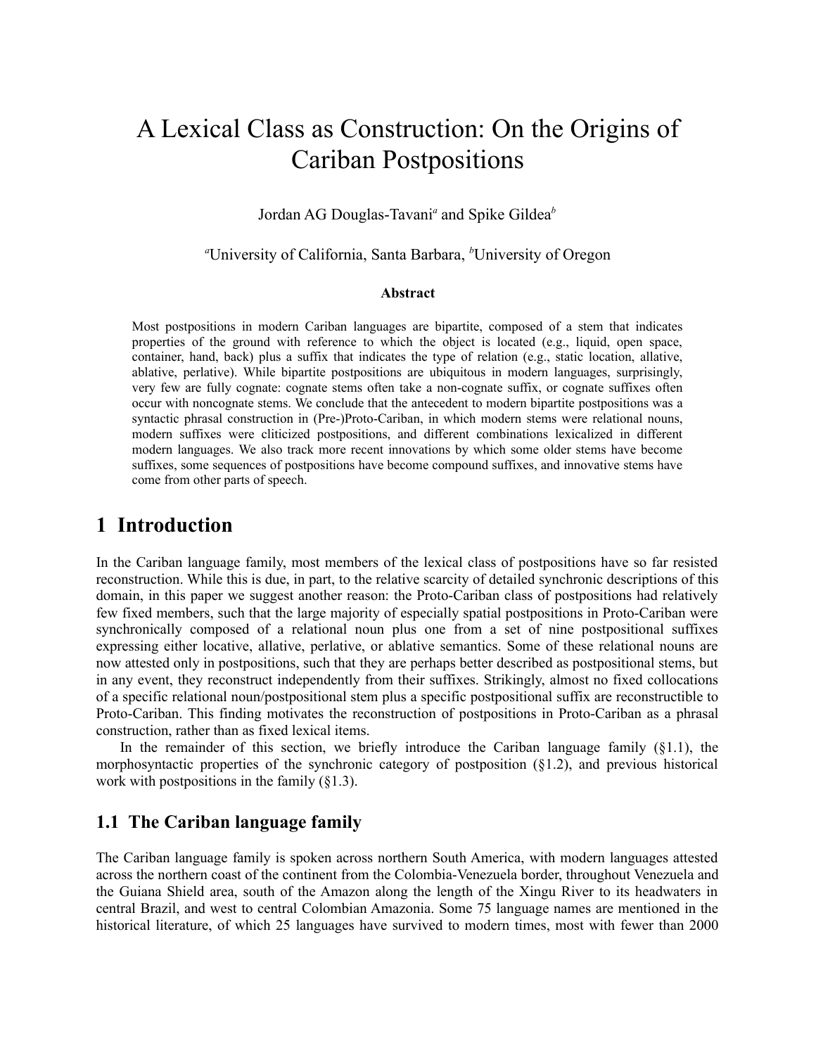# A Lexical Class as Construction: On the Origins of Cariban Postpositions

Jordan AG Douglas-Tavani[a] and Spike Gildea[b]

[a]University of California, Santa Barbara, [b]University of Oregon

### Abstract

Most postpositions in modern Cariban languages are bipartite, composed of a stem that indicates properties of the ground with reference to which the object is located (e.g., liquid, open space, container, hand, back) plus a suffix that indicates the type of relation (e.g., static location, allative, ablative, perlative). While bipartite postpositions are ubiquitous in modern languages, surprisingly, very few are fully cognate: cognate stems often take a non-cognate suffix, or cognate suffixes often occur with noncognate stems. We conclude that the antecedent to modern bipartite postpositions was a syntactic phrasal construction in (Pre-)Proto-Cariban, in which modern stems were relational nouns, modern suffixes were cliticized postpositions, and different combinations lexicalized in different modern languages. We also track more recent innovations by which some older stems have become suffixes, some sequences of postpositions have become compound suffixes, and innovative stems have come from other parts of speech.

## 1 Introduction

In the Cariban language family, most members of the lexical class of postpositions have so far resisted reconstruction. While this is due, in part, to the relative scarcity of detailed synchronic descriptions of this domain, in this paper we suggest another reason: the Proto-Cariban class of postpositions had relatively few fixed members, such that the large majority of especially spatial postpositions in Proto-Cariban were synchronically composed of a relational noun plus one from a set of nine postpositional suffixes expressing either locative, allative, perlative, or ablative semantics. Some of these relational nouns are now attested only in postpositions, such that they are perhaps better described as postpositional stems, but in any event, they reconstruct independently from their suffixes. Strikingly, almost no fixed collocations of a specific relational noun/postpositional stem plus a specific postpositional suffix are reconstructible to Proto-Cariban. This finding motivates the reconstruction of postpositions in Proto-Cariban as a phrasal construction, rather than as fixed lexical items.

In the remainder of this section, we briefly introduce the Cariban language family (§1.1), the morphosyntactic properties of the synchronic category of postposition (§1.2), and previous historical work with postpositions in the family (§1.3).

### 1.1 The Cariban language family

The Cariban language family is spoken across northern South America, with modern languages attested across the northern coast of the continent from the Colombia-Venezuela border, throughout Venezuela and the Guiana Shield area, south of the Amazon along the length of the Xingu River to its headwaters in central Brazil, and west to central Colombian Amazonia. Some 75 language names are mentioned in the historical literature, of which 25 languages have survived to modern times, most with fewer than 2000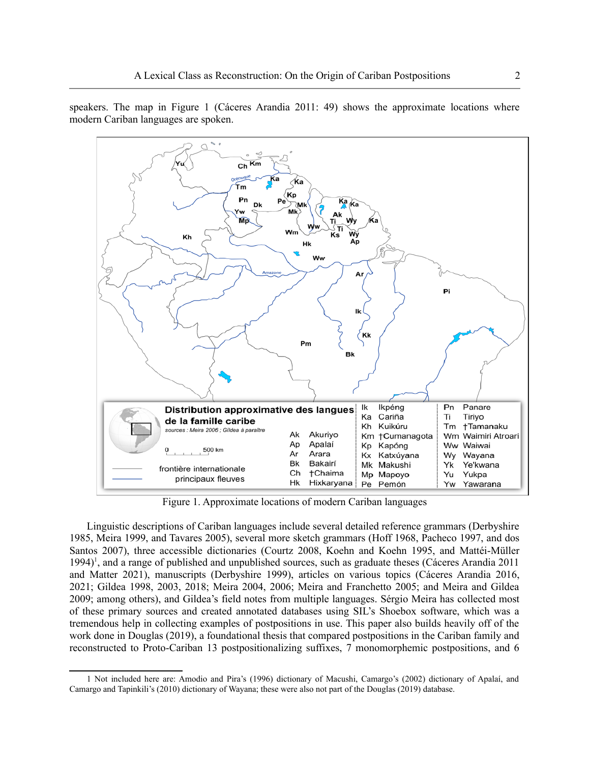speakers. The map in Figure 1 (Cáceres Arandia 2011: 49) shows the approximate locations where modern Cariban languages are spoken.

Figure 1. Approximate locations of modern Cariban languages

Linguistic descriptions of Cariban languages include several detailed reference grammars (Derbyshire 1985, Meira 1999, and Tavares 2005), several more sketch grammars (Hoff 1968, Pacheco 1997, and dos Santos 2007), three accessible dictionaries (Courtz 2008, Koehn and Koehn 1995, and Mattéi-Müller 1994)[1], and a range of published and unpublished sources, such as graduate theses (Cáceres Arandia 2011 and Matter 2021), manuscripts (Derbyshire 1999), articles on various topics (Cáceres Arandia 2016, 2021; Gildea 1998, 2003, 2018; Meira 2004, 2006; Meira and Franchetto 2005; and Meira and Gildea 2009; among others), and Gildea's field notes from multiple languages. Sérgio Meira has collected most of these primary sources and created annotated databases using SIL's Shoebox software, which was a tremendous help in collecting examples of postpositions in use. This paper also builds heavily off of the work done in Douglas (2019), a foundational thesis that compared postpositions in the Cariban family and reconstructed to Proto-Cariban 13 postpositionalizing suffixes, 7 monomorphemic postpositions, and 6

1 Not included here are: Amodio and Pira's (1996) dictionary of Macushi, Camargo's (2002) dictionary of Apalaí, and Camargo and Tapinkili's (2010) dictionary of Wayana; these were also not part of the Douglas (2019) database.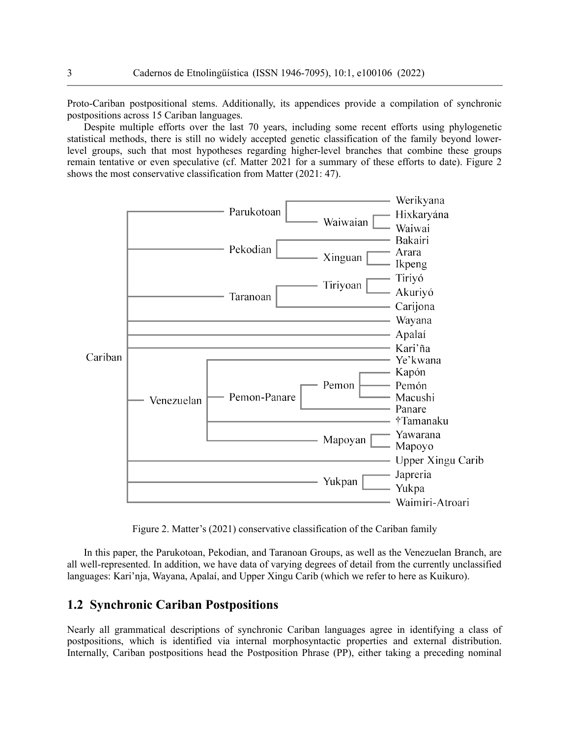Proto-Cariban postpositional stems. Additionally, its appendices provide a compilation of synchronic postpositions across 15 Cariban languages.

Despite multiple efforts over the last 70 years, including some recent efforts using phylogenetic statistical methods, there is still no widely accepted genetic classification of the family beyond lower-level groups, such that most hypotheses regarding higher-level branches that combine these groups remain tentative or even speculative (cf. Matter 2021 for a summary of these efforts to date). Figure 2 shows the most conservative classification from Matter (2021: 47).

Figure 2. Matter's (2021) conservative classification of the Cariban family

In this paper, the Parukotoan, Pekodian, and Taranoan Groups, as well as the Venezuelan Branch, are all well-represented. In addition, we have data of varying degrees of detail from the currently unclassified languages: Kari'nja, Wayana, Apalaí, and Upper Xingu Carib (which we refer to here as Kuikuro).

## 1.2 Synchronic Cariban Postpositions

Nearly all grammatical descriptions of synchronic Cariban languages agree in identifying a class of postpositions, which is identified via internal morphosyntactic properties and external distribution. Internally, Cariban postpositions head the Postposition Phrase (PP), either taking a preceding nominal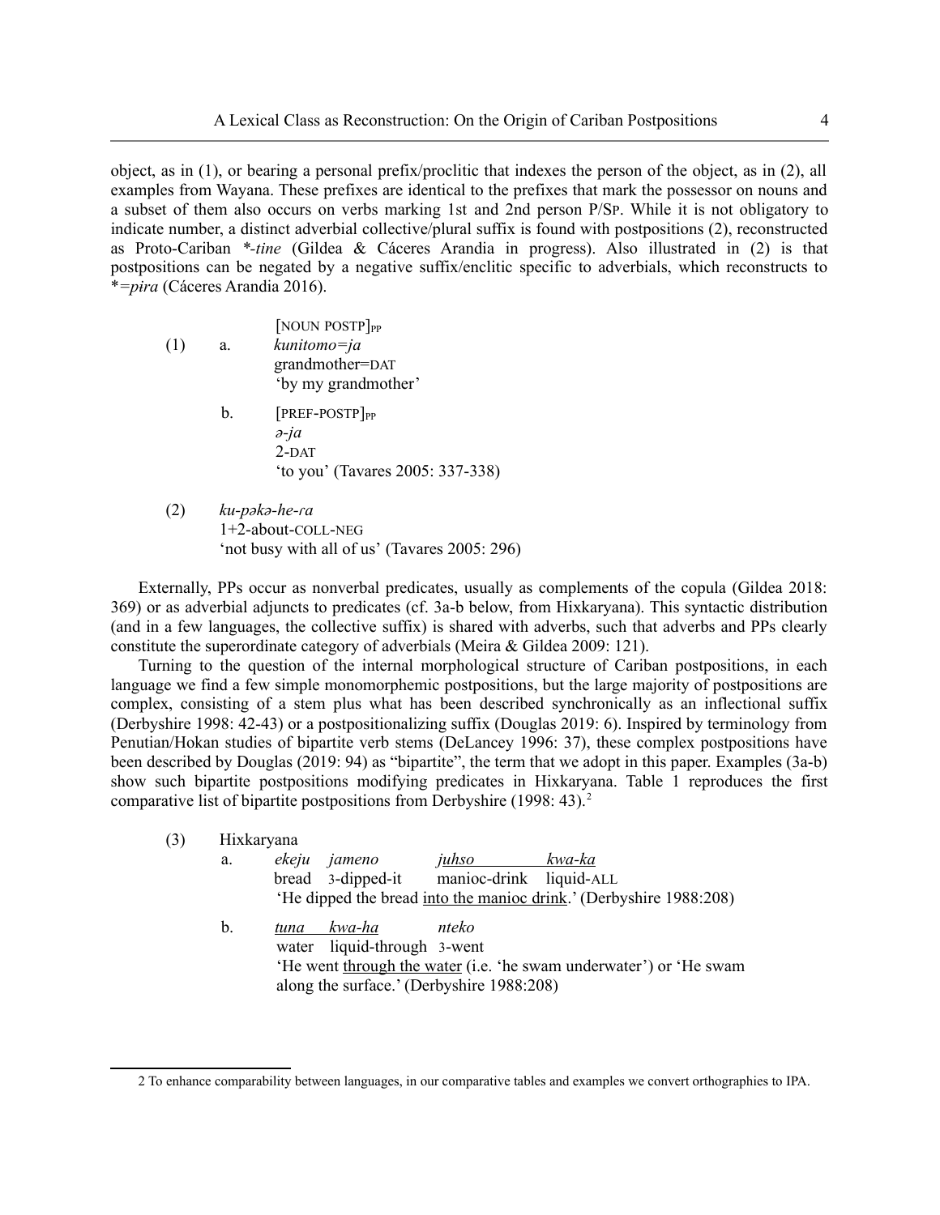object, as in (1), or bearing a personal prefix/proclitic that indexes the person of the object, as in (2), all examples from Wayana. These prefixes are identical to the prefixes that mark the possessor on nouns and a subset of them also occurs on verbs marking 1st and 2nd person P/SP. While it is not obligatory to indicate number, a distinct adverbial collective/plural suffix is found with postpositions (2), reconstructed as Proto-Cariban *\*-tine* (Gildea & Cáceres Arandia in progress). Also illustrated in (2) is that postpositions can be negated by a negative suffix/enclitic specific to adverbials, which reconstructs to *\*=pɨra* (Cáceres Arandia 2016).

(1) a. [NOUN POSTP]$_{PP}$
*kunitomo=ja*
grandmother=DAT
'by my grandmother'

b. [PREF-POSTP]$_{PP}$
*ə-ja*
2-DAT
'to you' (Tavares 2005: 337-338)

(2) *ku-pəkə-he-ɾa*
1+2-about-COLL-NEG
'not busy with all of us' (Tavares 2005: 296)

Externally, PPs occur as nonverbal predicates, usually as complements of the copula (Gildea 2018: 369) or as adverbial adjuncts to predicates (cf. 3a-b below, from Hixkaryana). This syntactic distribution (and in a few languages, the collective suffix) is shared with adverbs, such that adverbs and PPs clearly constitute the superordinate category of adverbials (Meira & Gildea 2009: 121).

Turning to the question of the internal morphological structure of Cariban postpositions, in each language we find a few simple monomorphemic postpositions, but the large majority of postpositions are complex, consisting of a stem plus what has been described synchronically as an inflectional suffix (Derbyshire 1998: 42-43) or a postpositionalizing suffix (Douglas 2019: 6). Inspired by terminology from Penutian/Hokan studies of bipartite verb stems (DeLancey 1996: 37), these complex postpositions have been described by Douglas (2019: 94) as "bipartite", the term that we adopt in this paper. Examples (3a-b) show such bipartite postpositions modifying predicates in Hixkaryana. Table 1 reproduces the first comparative list of bipartite postpositions from Derbyshire (1998: 43).[2]

(3) Hixkaryana

a. *ekeju jameno <u>juhso kwa-ka</u>*
bread 3-dipped-it manioc-drink liquid-ALL
'He dipped the bread <u>into the manioc drink</u>.' (Derbyshire 1988:208)

b. *<u>tuna kwa-ha</u> nteko*
water liquid-through 3-went
'He went <u>through the water</u> (i.e. 'he swam underwater') or 'He swam along the surface.' (Derbyshire 1988:208)

---

[2] To enhance comparability between languages, in our comparative tables and examples we convert orthographies to IPA.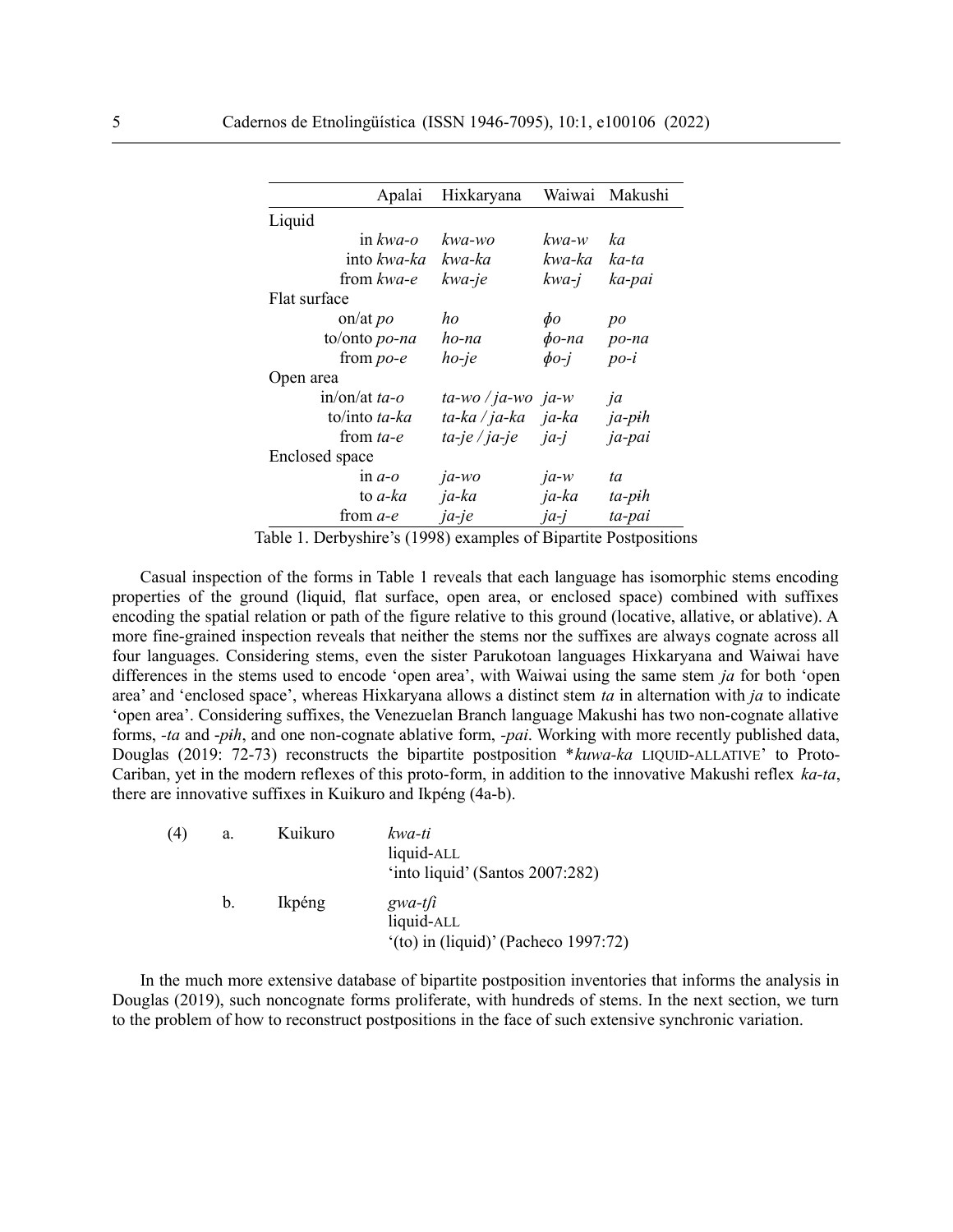| | Apalai | Hixkaryana | Waiwai | Makushi |
|---|---|---|---|---|
| Liquid | | | | |
| in | *kwa-o* | *kwa-wo* | *kwa-w* | *ka* |
| into | *kwa-ka* | *kwa-ka* | *kwa-ka* | *ka-ta* |
| from | *kwa-e* | *kwa-je* | *kwa-j* | *ka-pai* |
| Flat surface | | | | |
| on/at | *po* | *ho* | *ɸo* | *po* |
| to/onto | *po-na* | *ho-na* | *ɸo-na* | *po-na* |
| from | *po-e* | *ho-je* | *ɸo-j* | *po-i* |
| Open area | | | | |
| in/on/at | *ta-o* | *ta-wo / ja-wo* | *ja-w* | *ja* |
| to/into | *ta-ka* | *ta-ka / ja-ka* | *ja-ka* | *ja-pɨh* |
| from | *ta-e* | *ta-je / ja-je* | *ja-j* | *ja-pai* |
| Enclosed space | | | | |
| in | *a-o* | *ja-wo* | *ja-w* | *ta* |
| to | *a-ka* | *ja-ka* | *ja-ka* | *ta-pɨh* |
| from | *a-e* | *ja-je* | *ja-j* | *ta-pai* |

Table 1. Derbyshire's (1998) examples of Bipartite Postpositions

Casual inspection of the forms in Table 1 reveals that each language has isomorphic stems encoding properties of the ground (liquid, flat surface, open area, or enclosed space) combined with suffixes encoding the spatial relation or path of the figure relative to this ground (locative, allative, or ablative). A more fine-grained inspection reveals that neither the stems nor the suffixes are always cognate across all four languages. Considering stems, even the sister Parukotoan languages Hixkaryana and Waiwai have differences in the stems used to encode 'open area', with Waiwai using the same stem *ja* for both 'open area' and 'enclosed space', whereas Hixkaryana allows a distinct stem *ta* in alternation with *ja* to indicate 'open area'. Considering suffixes, the Venezuelan Branch language Makushi has two non-cognate allative forms, *-ta* and *-pɨh*, and one non-cognate ablative form, *-pai*. Working with more recently published data, Douglas (2019: 72-73) reconstructs the bipartite postposition \**kuwa-ka* LIQUID-ALLATIVE' to Proto-Cariban, yet in the modern reflexes of this proto-form, in addition to the innovative Makushi reflex *ka-ta*, there are innovative suffixes in Kuikuro and Ikpéng (4a-b).

(4) a. Kuikuro *kwa-ti*
liquid-ALL
'into liquid' (Santos 2007:282)

b. Ikpéng *gwa-tʃi*
liquid-ALL
'(to) in (liquid)' (Pacheco 1997:72)

In the much more extensive database of bipartite postposition inventories that informs the analysis in Douglas (2019), such noncognate forms proliferate, with hundreds of stems. In the next section, we turn to the problem of how to reconstruct postpositions in the face of such extensive synchronic variation.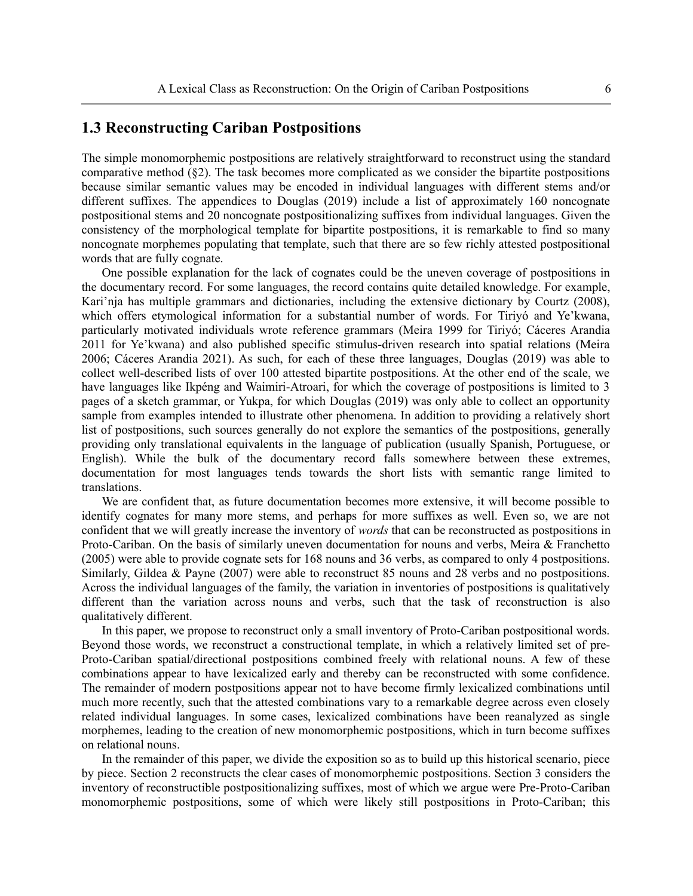## 1.3 Reconstructing Cariban Postpositions

The simple monomorphemic postpositions are relatively straightforward to reconstruct using the standard comparative method (§2). The task becomes more complicated as we consider the bipartite postpositions because similar semantic values may be encoded in individual languages with different stems and/or different suffixes. The appendices to Douglas (2019) include a list of approximately 160 noncognate postpositional stems and 20 noncognate postpositionalizing suffixes from individual languages. Given the consistency of the morphological template for bipartite postpositions, it is remarkable to find so many noncognate morphemes populating that template, such that there are so few richly attested postpositional words that are fully cognate.

One possible explanation for the lack of cognates could be the uneven coverage of postpositions in the documentary record. For some languages, the record contains quite detailed knowledge. For example, Kari'nja has multiple grammars and dictionaries, including the extensive dictionary by Courtz (2008), which offers etymological information for a substantial number of words. For Tiriyó and Ye'kwana, particularly motivated individuals wrote reference grammars (Meira 1999 for Tiriyó; Cáceres Arandia 2011 for Ye'kwana) and also published specific stimulus-driven research into spatial relations (Meira 2006; Cáceres Arandia 2021). As such, for each of these three languages, Douglas (2019) was able to collect well-described lists of over 100 attested bipartite postpositions. At the other end of the scale, we have languages like Ikpéng and Waimiri-Atroari, for which the coverage of postpositions is limited to 3 pages of a sketch grammar, or Yukpa, for which Douglas (2019) was only able to collect an opportunity sample from examples intended to illustrate other phenomena. In addition to providing a relatively short list of postpositions, such sources generally do not explore the semantics of the postpositions, generally providing only translational equivalents in the language of publication (usually Spanish, Portuguese, or English). While the bulk of the documentary record falls somewhere between these extremes, documentation for most languages tends towards the short lists with semantic range limited to translations.

We are confident that, as future documentation becomes more extensive, it will become possible to identify cognates for many more stems, and perhaps for more suffixes as well. Even so, we are not confident that we will greatly increase the inventory of *words* that can be reconstructed as postpositions in Proto-Cariban. On the basis of similarly uneven documentation for nouns and verbs, Meira & Franchetto (2005) were able to provide cognate sets for 168 nouns and 36 verbs, as compared to only 4 postpositions. Similarly, Gildea & Payne (2007) were able to reconstruct 85 nouns and 28 verbs and no postpositions. Across the individual languages of the family, the variation in inventories of postpositions is qualitatively different than the variation across nouns and verbs, such that the task of reconstruction is also qualitatively different.

In this paper, we propose to reconstruct only a small inventory of Proto-Cariban postpositional words. Beyond those words, we reconstruct a constructional template, in which a relatively limited set of pre-Proto-Cariban spatial/directional postpositions combined freely with relational nouns. A few of these combinations appear to have lexicalized early and thereby can be reconstructed with some confidence. The remainder of modern postpositions appear not to have become firmly lexicalized combinations until much more recently, such that the attested combinations vary to a remarkable degree across even closely related individual languages. In some cases, lexicalized combinations have been reanalyzed as single morphemes, leading to the creation of new monomorphemic postpositions, which in turn become suffixes on relational nouns.

In the remainder of this paper, we divide the exposition so as to build up this historical scenario, piece by piece. Section 2 reconstructs the clear cases of monomorphemic postpositions. Section 3 considers the inventory of reconstructible postpositionalizing suffixes, most of which we argue were Pre-Proto-Cariban monomorphemic postpositions, some of which were likely still postpositions in Proto-Cariban; this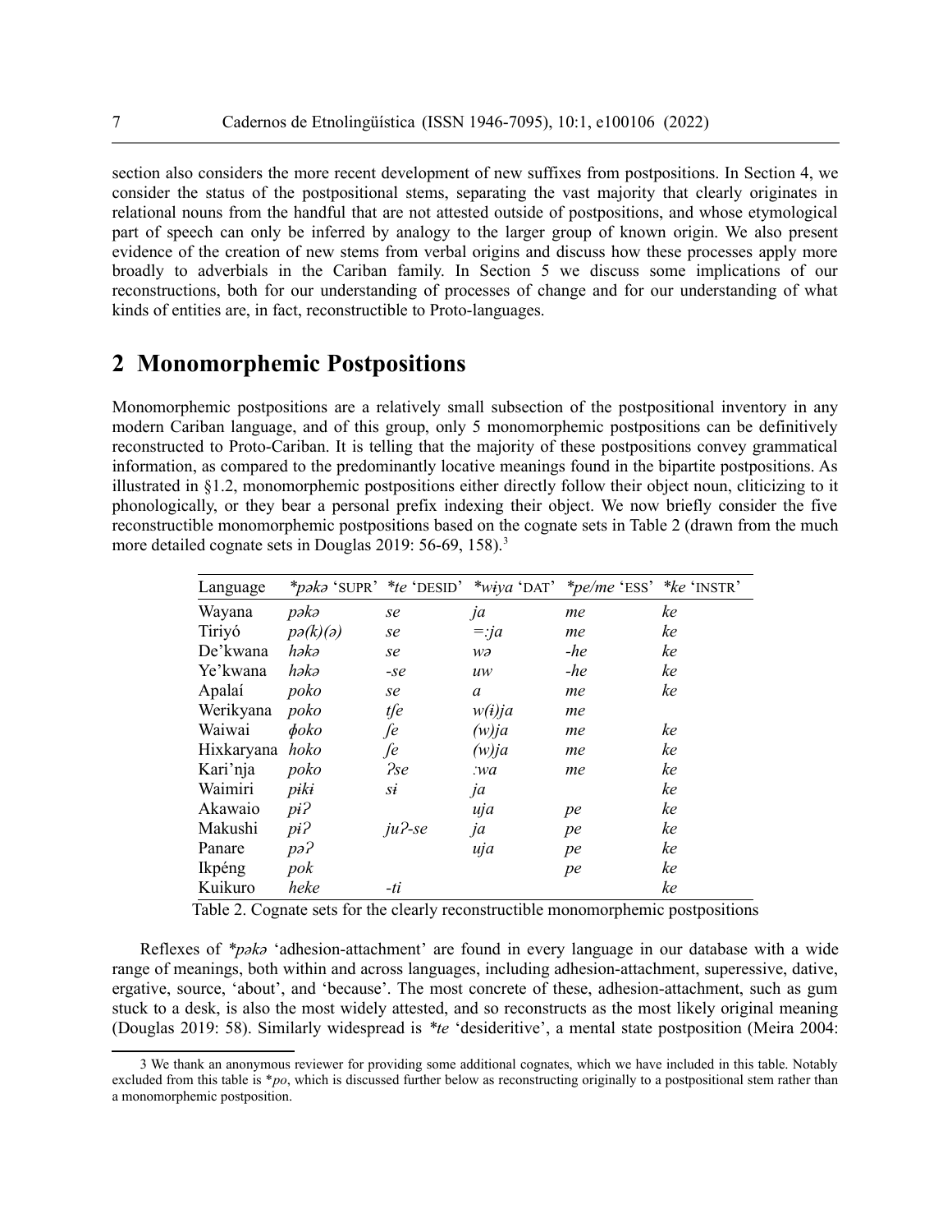section also considers the more recent development of new suffixes from postpositions. In Section 4, we consider the status of the postpositional stems, separating the vast majority that clearly originates in relational nouns from the handful that are not attested outside of postpositions, and whose etymological part of speech can only be inferred by analogy to the larger group of known origin. We also present evidence of the creation of new stems from verbal origins and discuss how these processes apply more broadly to adverbials in the Cariban family. In Section 5 we discuss some implications of our reconstructions, both for our understanding of processes of change and for our understanding of what kinds of entities are, in fact, reconstructible to Proto-languages.

## 2 Monomorphemic Postpositions

Monomorphemic postpositions are a relatively small subsection of the postpositional inventory in any modern Cariban language, and of this group, only 5 monomorphemic postpositions can be definitively reconstructed to Proto-Cariban. It is telling that the majority of these postpositions convey grammatical information, as compared to the predominantly locative meanings found in the bipartite postpositions. As illustrated in §1.2, monomorphemic postpositions either directly follow their object noun, cliticizing to it phonologically, or they bear a personal prefix indexing their object. We now briefly consider the five reconstructible monomorphemic postpositions based on the cognate sets in Table 2 (drawn from the much more detailed cognate sets in Douglas 2019: 56-69, 158).[3]

| Language | *\*pəkə* 'SUPR' | *\*te* 'DESID' | *\*wɨya* 'DAT' | *\*pe/me* 'ESS' | *\*ke* 'INSTR' |
|---|---|---|---|---|---|
| Wayana | *pəkə* | *se* | *ja* | *me* | *ke* |
| Tiriyó | *pə(k)(ə)* | *se* | *=:ja* | *me* | *ke* |
| De'kwana | *həkə* | *se* | *wə* | *-he* | *ke* |
| Ye'kwana | *həkə* | *-se* | *uw* | *-he* | *ke* |
| Apalaí | *poko* | *se* | *a* | *me* | *ke* |
| Werikyana | *poko* | *tʃe* | *w(ɨ)ja* | *me* | |
| Waiwai | *ɸoko* | *ʃe* | *(w)ja* | *me* | *ke* |
| Hixkaryana | *hoko* | *ʃe* | *(w)ja* | *me* | *ke* |
| Kari'nja | *poko* | *ʔse* | *:wa* | *me* | *ke* |
| Waimiri | *pɨkɨ* | *sɨ* | *ja* | | *ke* |
| Akawaio | *pɨʔ* | | *uja* | *pe* | *ke* |
| Makushi | *pɨʔ* | *juʔ-se* | *ja* | *pe* | *ke* |
| Panare | *pəʔ* | | *uja* | *pe* | *ke* |
| Ikpéng | *pok* | | | *pe* | *ke* |
| Kuikuro | *heke* | *-ti* | | | *ke* |

Table 2. Cognate sets for the clearly reconstructible monomorphemic postpositions

Reflexes of *\*pəkə* 'adhesion-attachment' are found in every language in our database with a wide range of meanings, both within and across languages, including adhesion-attachment, superessive, dative, ergative, source, 'about', and 'because'. The most concrete of these, adhesion-attachment, such as gum stuck to a desk, is also the most widely attested, and so reconstructs as the most likely original meaning (Douglas 2019: 58). Similarly widespread is *\*te* 'desideritive', a mental state postposition (Meira 2004:

3 We thank an anonymous reviewer for providing some additional cognates, which we have included in this table. Notably excluded from this table is *\*po*, which is discussed further below as reconstructing originally to a postpositional stem rather than a monomorphemic postposition.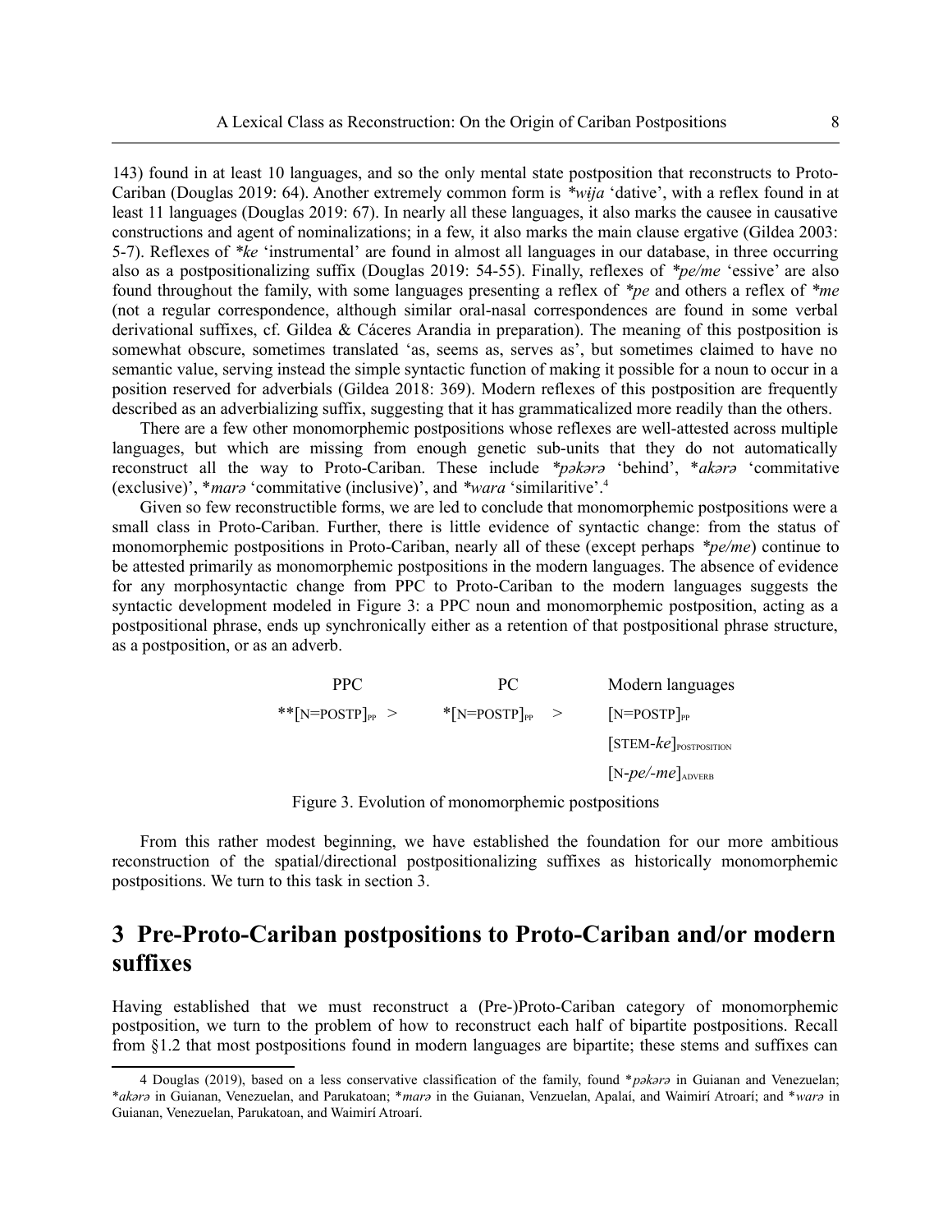143) found in at least 10 languages, and so the only mental state postposition that reconstructs to Proto-Cariban (Douglas 2019: 64). Another extremely common form is *\*wija* 'dative', with a reflex found in at least 11 languages (Douglas 2019: 67). In nearly all these languages, it also marks the causee in causative constructions and agent of nominalizations; in a few, it also marks the main clause ergative (Gildea 2003: 5-7). Reflexes of *\*ke* 'instrumental' are found in almost all languages in our database, in three occurring also as a postpositionalizing suffix (Douglas 2019: 54-55). Finally, reflexes of *\*pe/me* 'essive' are also found throughout the family, with some languages presenting a reflex of *\*pe* and others a reflex of *\*me* (not a regular correspondence, although similar oral-nasal correspondences are found in some verbal derivational suffixes, cf. Gildea & Cáceres Arandia in preparation). The meaning of this postposition is somewhat obscure, sometimes translated 'as, seems as, serves as', but sometimes claimed to have no semantic value, serving instead the simple syntactic function of making it possible for a noun to occur in a position reserved for adverbials (Gildea 2018: 369). Modern reflexes of this postposition are frequently described as an adverbializing suffix, suggesting that it has grammaticalized more readily than the others.

There are a few other monomorphemic postpositions whose reflexes are well-attested across multiple languages, but which are missing from enough genetic sub-units that they do not automatically reconstruct all the way to Proto-Cariban. These include *\*pəkərə* 'behind', \**akərə* 'commitative (exclusive)', \**marə* 'commitative (inclusive)', and *\*wara* 'similaritive'.[4]

Given so few reconstructible forms, we are led to conclude that monomorphemic postpositions were a small class in Proto-Cariban. Further, there is little evidence of syntactic change: from the status of monomorphemic postpositions in Proto-Cariban, nearly all of these (except perhaps *\*pe/me*) continue to be attested primarily as monomorphemic postpositions in the modern languages. The absence of evidence for any morphosyntactic change from PPC to Proto-Cariban to the modern languages suggests the syntactic development modeled in Figure 3: a PPC noun and monomorphemic postposition, acting as a postpositional phrase, ends up synchronically either as a retention of that postpositional phrase structure, as a postposition, or as an adverb.

| PPC | | PC | | Modern languages |
|---|---|---|---|---|
| \*\*[N=POSTP]$_{PP}$ | > | \*[N=POSTP]$_{PP}$ | > | [N=POSTP]$_{PP}$ |
| | | | | [STEM-*ke*]$_{POSTPOSITION}$ |
| | | | | [N-*pe/-me*]$_{ADVERB}$ |

Figure 3. Evolution of monomorphemic postpositions

From this rather modest beginning, we have established the foundation for our more ambitious reconstruction of the spatial/directional postpositionalizing suffixes as historically monomorphemic postpositions. We turn to this task in section 3.

# 3 Pre-Proto-Cariban postpositions to Proto-Cariban and/or modern suffixes

Having established that we must reconstruct a (Pre-)Proto-Cariban category of monomorphemic postposition, we turn to the problem of how to reconstruct each half of bipartite postpositions. Recall from §1.2 that most postpositions found in modern languages are bipartite; these stems and suffixes can

---

4 Douglas (2019), based on a less conservative classification of the family, found \**pəkərə* in Guianan and Venezuelan; \**akərə* in Guianan, Venezuelan, and Parukatoan; \**marə* in the Guianan, Venzuelan, Apalaí, and Waimirí Atroarí; and \**warə* in Guianan, Venezuelan, Parukatoan, and Waimirí Atroarí.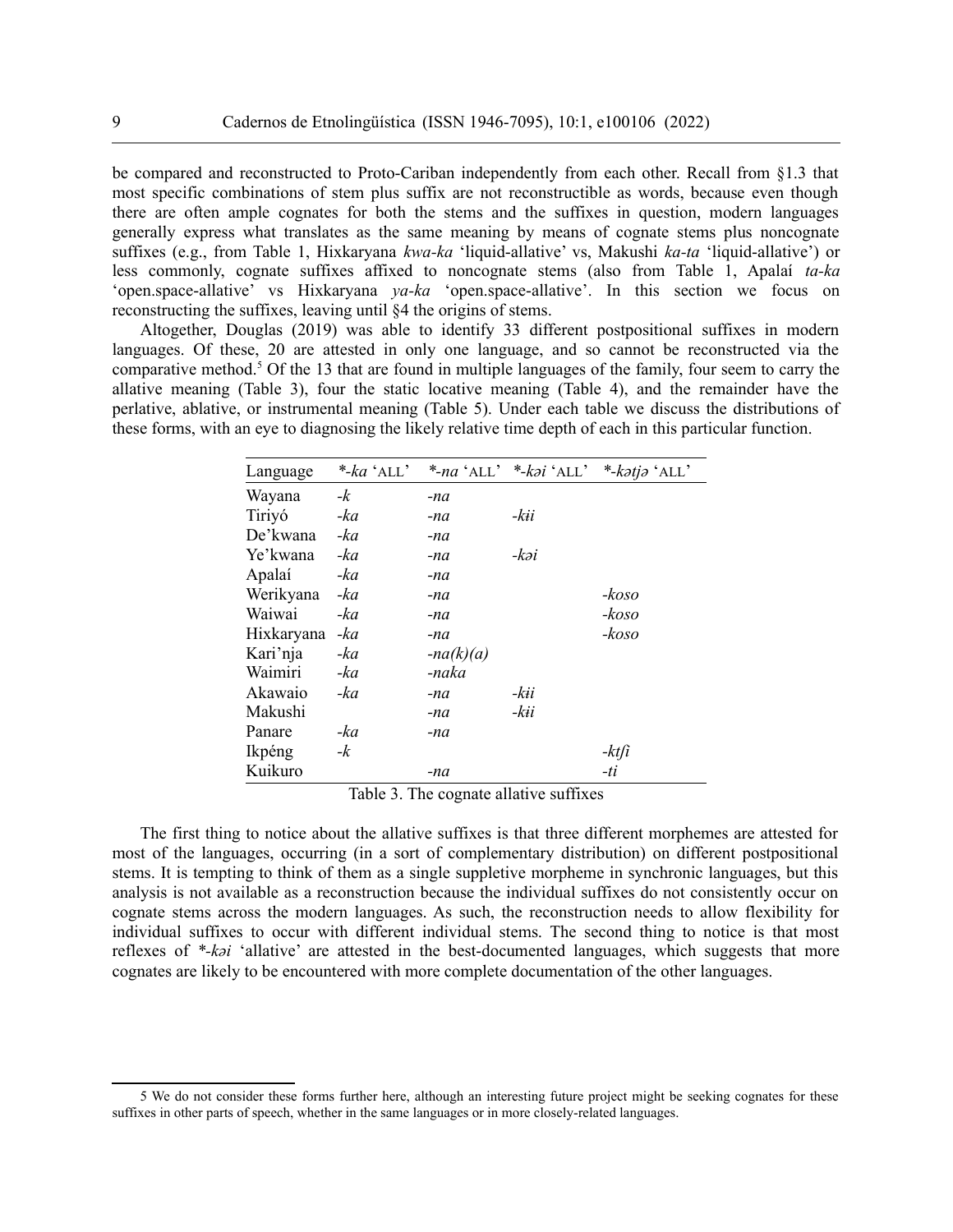be compared and reconstructed to Proto-Cariban independently from each other. Recall from §1.3 that most specific combinations of stem plus suffix are not reconstructible as words, because even though there are often ample cognates for both the stems and the suffixes in question, modern languages generally express what translates as the same meaning by means of cognate stems plus noncognate suffixes (e.g., from Table 1, Hixkaryana *kwa-ka* 'liquid-allative' vs, Makushi *ka-ta* 'liquid-allative') or less commonly, cognate suffixes affixed to noncognate stems (also from Table 1, Apalaí *ta-ka* 'open.space-allative' vs Hixkaryana *ya-ka* 'open.space-allative'. In this section we focus on reconstructing the suffixes, leaving until §4 the origins of stems.

Altogether, Douglas (2019) was able to identify 33 different postpositional suffixes in modern languages. Of these, 20 are attested in only one language, and so cannot be reconstructed via the comparative method.[5] Of the 13 that are found in multiple languages of the family, four seem to carry the allative meaning (Table 3), four the static locative meaning (Table 4), and the remainder have the perlative, ablative, or instrumental meaning (Table 5). Under each table we discuss the distributions of these forms, with an eye to diagnosing the likely relative time depth of each in this particular function.

| Language | *\*-ka* 'ALL' | *\*-na* 'ALL' | *\*-kəi* 'ALL' | *\*-kətjə* 'ALL' |
|---|---|---|---|---|
| Wayana | *-k* | *-na* | | |
| Tiriyó | *-ka* | *-na* | *-kɨi* | |
| De'kwana | *-ka* | *-na* | | |
| Ye'kwana | *-ka* | *-na* | *-kəi* | |
| Apalaí | *-ka* | *-na* | | |
| Werikyana | *-ka* | *-na* | | *-koso* |
| Waiwai | *-ka* | *-na* | | *-koso* |
| Hixkaryana | *-ka* | *-na* | | *-koso* |
| Kari'nja | *-ka* | *-na(k)(a)* | | |
| Waimiri | *-ka* | *-naka* | | |
| Akawaio | *-ka* | *-na* | *-kɨi* | |
| Makushi | | *-na* | *-kɨi* | |
| Panare | *-ka* | *-na* | | |
| Ikpéng | *-k* | | | *-ktʃi* |
| Kuikuro | | *-na* | | *-ti* |

Table 3. The cognate allative suffixes

The first thing to notice about the allative suffixes is that three different morphemes are attested for most of the languages, occurring (in a sort of complementary distribution) on different postpositional stems. It is tempting to think of them as a single suppletive morpheme in synchronic languages, but this analysis is not available as a reconstruction because the individual suffixes do not consistently occur on cognate stems across the modern languages. As such, the reconstruction needs to allow flexibility for individual suffixes to occur with different individual stems. The second thing to notice is that most reflexes of *\*-kəi* 'allative' are attested in the best-documented languages, which suggests that more cognates are likely to be encountered with more complete documentation of the other languages.

5 We do not consider these forms further here, although an interesting future project might be seeking cognates for these suffixes in other parts of speech, whether in the same languages or in more closely-related languages.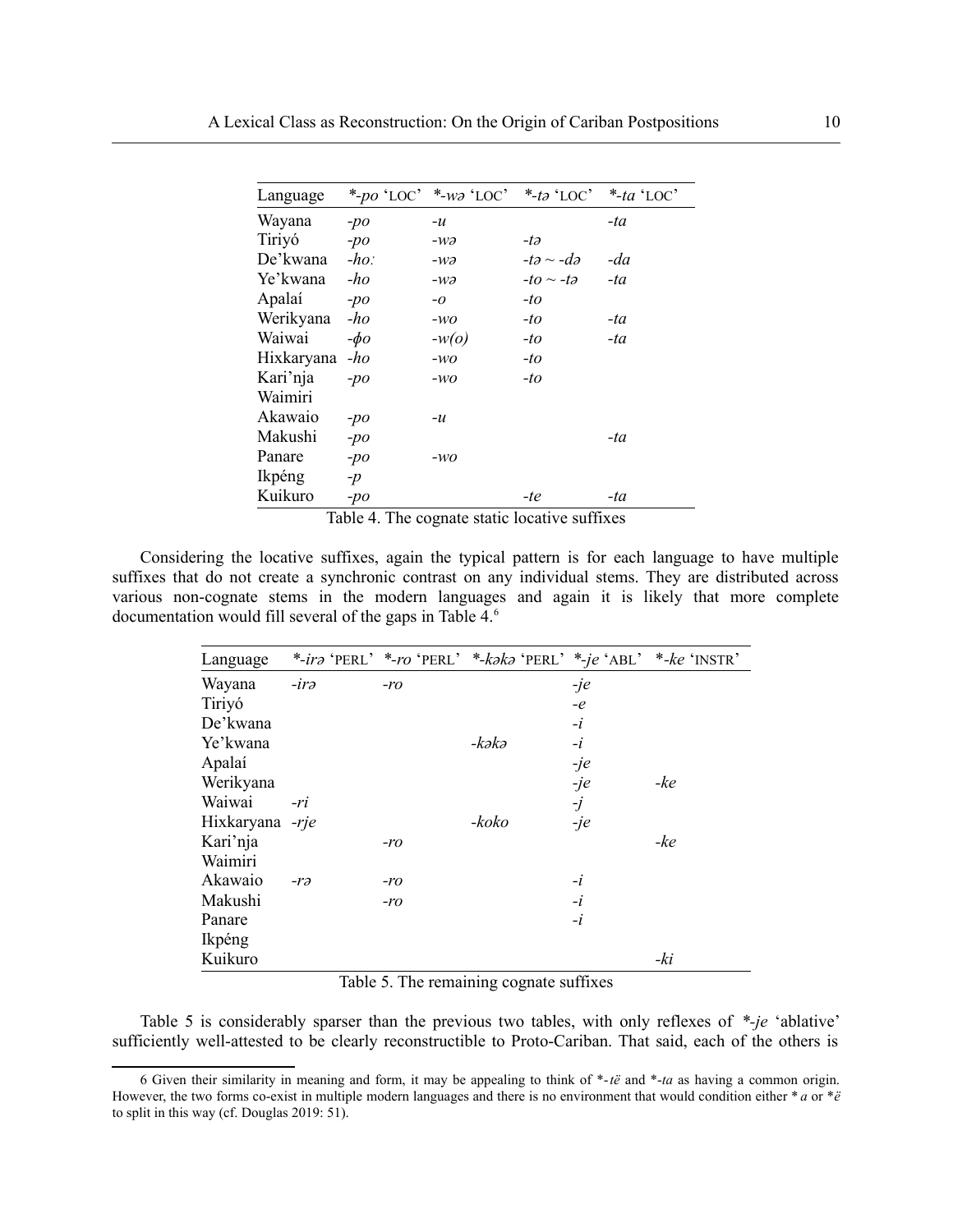| Language | *-po 'LOC' | *-wə 'LOC' | *-tə 'LOC' | *-ta 'LOC' |
|---|---|---|---|---|
| Wayana | -po | -u | | -ta |
| Tiriyó | -po | -wə | -tə | |
| De'kwana | -hoː | -wə | -tə ~ -də | -da |
| Ye'kwana | -ho | -wə | -to ~ -tə | -ta |
| Apalaí | -po | -o | -to | |
| Werikyana | -ho | -wo | -to | -ta |
| Waiwai | -ɸo | -w(o) | -to | -ta |
| Hixkaryana | -ho | -wo | -to | |
| Kari'nja | -po | -wo | -to | |
| Waimiri | | | | |
| Akawaio | -po | -u | | |
| Makushi | -po | | | -ta |
| Panare | -po | -wo | | |
| Ikpéng | -p | | | |
| Kuikuro | -po | | -te | -ta |

Table 4. The cognate static locative suffixes

Considering the locative suffixes, again the typical pattern is for each language to have multiple suffixes that do not create a synchronic contrast on any individual stems. They are distributed across various non-cognate stems in the modern languages and again it is likely that more complete documentation would fill several of the gaps in Table 4.[6]

| Language | *-irə 'PERL' | *-ro 'PERL' | *-kəkə 'PERL' | *-je 'ABL' | *-ke 'INSTR' |
|---|---|---|---|---|---|
| Wayana | -irə | -ro | | -je | |
| Tiriyó | | | | -e | |
| De'kwana | | | | -i | |
| Ye'kwana | | | -kəkə | -i | |
| Apalaí | | | | -je | |
| Werikyana | | | | -je | -ke |
| Waiwai | -ri | | | -j | |
| Hixkaryana | -rje | | -koko | -je | |
| Kari'nja | | -ro | | | -ke |
| Waimiri | | | | | |
| Akawaio | -rə | -ro | | -i | |
| Makushi | | -ro | | -i | |
| Panare | | | | -i | |
| Ikpéng | | | | | |
| Kuikuro | | | | | -ki |

Table 5. The remaining cognate suffixes

Table 5 is considerably sparser than the previous two tables, with only reflexes of *-je 'ablative' sufficiently well-attested to be clearly reconstructible to Proto-Cariban. That said, each of the others is

6 Given their similarity in meaning and form, it may be appealing to think of *-të and *-ta as having a common origin. However, the two forms co-exist in multiple modern languages and there is no environment that would condition either *a or *ë to split in this way (cf. Douglas 2019: 51).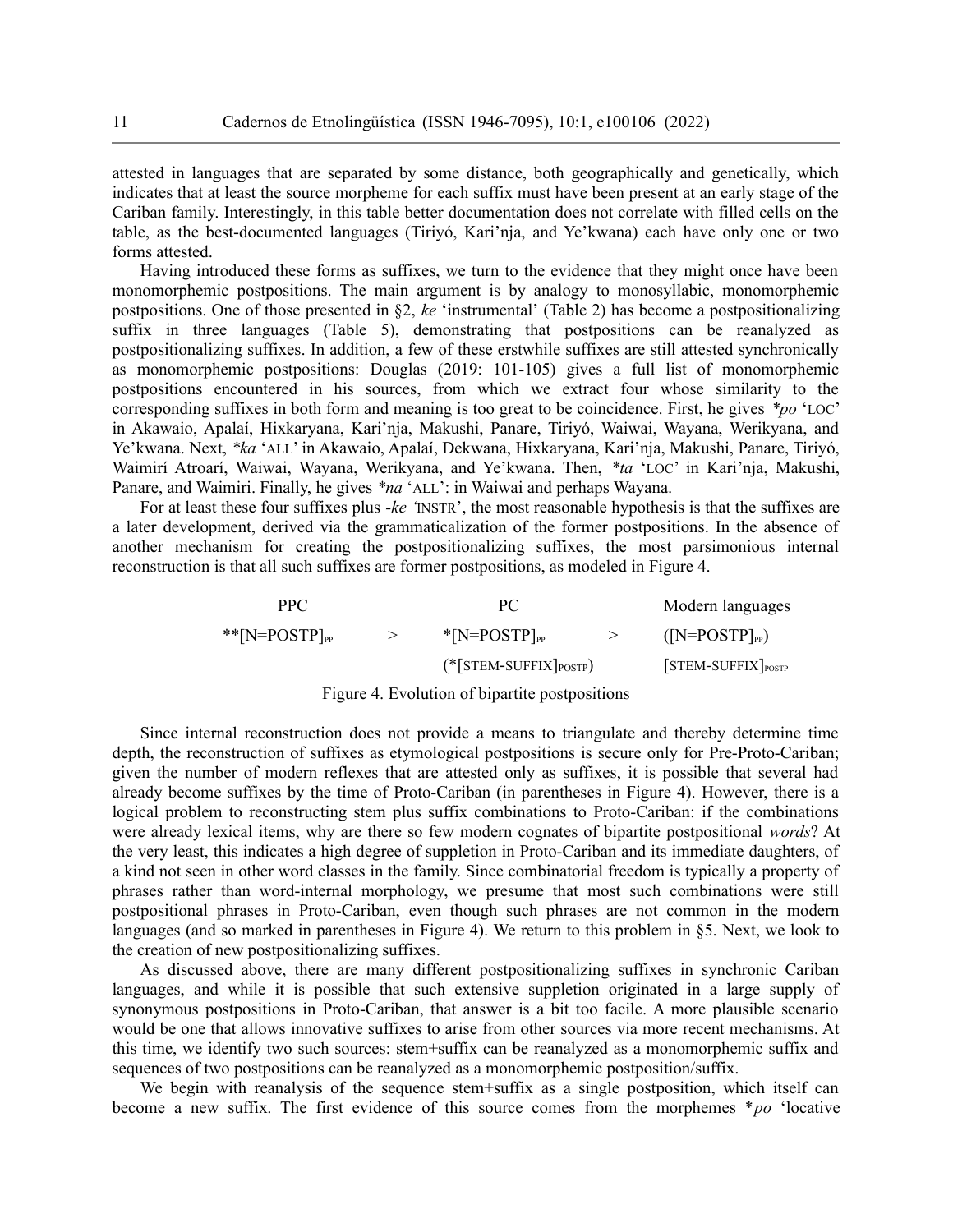attested in languages that are separated by some distance, both geographically and genetically, which indicates that at least the source morpheme for each suffix must have been present at an early stage of the Cariban family. Interestingly, in this table better documentation does not correlate with filled cells on the table, as the best-documented languages (Tiriyó, Kari'nja, and Ye'kwana) each have only one or two forms attested.

Having introduced these forms as suffixes, we turn to the evidence that they might once have been monomorphemic postpositions. The main argument is by analogy to monosyllabic, monomorphemic postpositions. One of those presented in §2, *ke* 'instrumental' (Table 2) has become a postpositionalizing suffix in three languages (Table 5), demonstrating that postpositions can be reanalyzed as postpositionalizing suffixes. In addition, a few of these erstwhile suffixes are still attested synchronically as monomorphemic postpositions: Douglas (2019: 101-105) gives a full list of monomorphemic postpositions encountered in his sources, from which we extract four whose similarity to the corresponding suffixes in both form and meaning is too great to be coincidence. First, he gives *\*po* 'LOC' in Akawaio, Apalaí, Hixkaryana, Kari'nja, Makushi, Panare, Tiriyó, Waiwai, Wayana, Werikyana, and Ye'kwana. Next, *\*ka* 'ALL' in Akawaio, Apalaí, Dekwana, Hixkaryana, Kari'nja, Makushi, Panare, Tiriyó, Waimirí Atroarí, Waiwai, Wayana, Werikyana, and Ye'kwana. Then, *\*ta* 'LOC' in Kari'nja, Makushi, Panare, and Waimiri. Finally, he gives *\*na* 'ALL': in Waiwai and perhaps Wayana.

For at least these four suffixes plus *-ke* 'INSTR', the most reasonable hypothesis is that the suffixes are a later development, derived via the grammaticalization of the former postpositions. In the absence of another mechanism for creating the postpositionalizing suffixes, the most parsimonious internal reconstruction is that all such suffixes are former postpositions, as modeled in Figure 4.

| PPC | | PC | | Modern languages |
|---|---|---|---|---|
| \*\*[N=POSTP]$_{PP}$ | > | \*[N=POSTP]$_{PP}$ | > | ([N=POSTP]$_{PP}$) |
| | | (\*[STEM-SUFFIX]$_{POSTP}$) | | [STEM-SUFFIX]$_{POSTP}$ |

Figure 4. Evolution of bipartite postpositions

Since internal reconstruction does not provide a means to triangulate and thereby determine time depth, the reconstruction of suffixes as etymological postpositions is secure only for Pre-Proto-Cariban; given the number of modern reflexes that are attested only as suffixes, it is possible that several had already become suffixes by the time of Proto-Cariban (in parentheses in Figure 4). However, there is a logical problem to reconstructing stem plus suffix combinations to Proto-Cariban: if the combinations were already lexical items, why are there so few modern cognates of bipartite postpositional *words*? At the very least, this indicates a high degree of suppletion in Proto-Cariban and its immediate daughters, of a kind not seen in other word classes in the family. Since combinatorial freedom is typically a property of phrases rather than word-internal morphology, we presume that most such combinations were still postpositional phrases in Proto-Cariban, even though such phrases are not common in the modern languages (and so marked in parentheses in Figure 4). We return to this problem in §5. Next, we look to the creation of new postpositionalizing suffixes.

As discussed above, there are many different postpositionalizing suffixes in synchronic Cariban languages, and while it is possible that such extensive suppletion originated in a large supply of synonymous postpositions in Proto-Cariban, that answer is a bit too facile. A more plausible scenario would be one that allows innovative suffixes to arise from other sources via more recent mechanisms. At this time, we identify two such sources: stem+suffix can be reanalyzed as a monomorphemic suffix and sequences of two postpositions can be reanalyzed as a monomorphemic postposition/suffix.

We begin with reanalysis of the sequence stem+suffix as a single postposition, which itself can become a new suffix. The first evidence of this source comes from the morphemes \**po* 'locative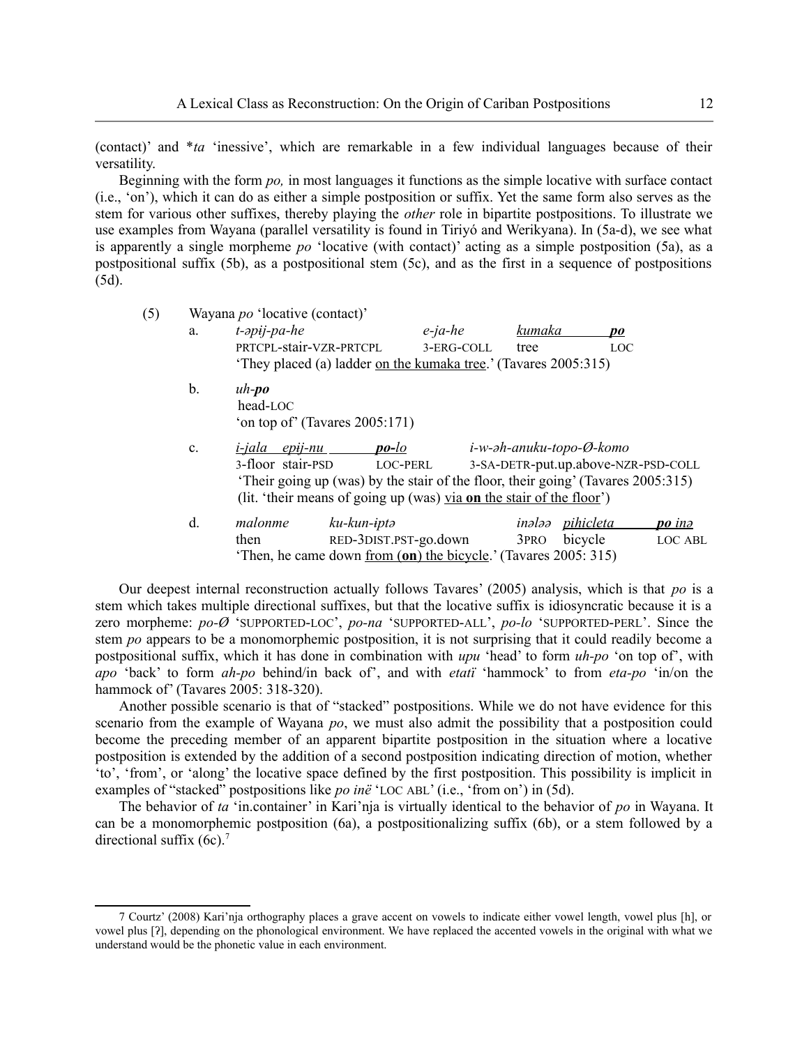(contact)' and *ta 'inessive', which are remarkable in a few individual languages because of their versatility.

Beginning with the form *po,* in most languages it functions as the simple locative with surface contact (i.e., 'on'), which it can do as either a simple postposition or suffix. Yet the same form also serves as the stem for various other suffixes, thereby playing the *other* role in bipartite postpositions. To illustrate we use examples from Wayana (parallel versatility is found in Tiriyó and Werikyana). In (5a-d), we see what is apparently a single morpheme *po* 'locative (with contact)' acting as a simple postposition (5a), as a postpositional suffix (5b), as a postpositional stem (5c), and as the first in a sequence of postpositions (5d).

(5) Wayana *po* 'locative (contact)'

a. *t-əpij-pa-he* *e-ja-he* <u>*kumaka* ***po***</u>
PRTCPL-stair-VZR-PRTCPL 3-ERG-COLL tree LOC
'They placed (a) ladder <u>on the kumaka tree</u>.' (Tavares 2005:315)

b. *uh-**po***
head-LOC
'on top of' (Tavares 2005:171)

c. <u>*i-jala epij-nu* ***po**-lo*</u> *i-w-əh-anuku-topo-Ø-komo*
3-floor stair-PSD LOC-PERL 3-SA-DETR-put.up.above-NZR-PSD-COLL
'Their going up (was) by the stair of the floor, their going' (Tavares 2005:315)
(lit. 'their means of going up (was) <u>via **on** the stair of the floor</u>')

d. *malonme* *ku-kun-iptə* *inələə* <u>*pihicleta* ***po*** *inə*</u>
then RED-3DIST.PST-go.down 3PRO bicycle LOC ABL
'Then, he came down <u>from (**on**) the bicycle</u>.' (Tavares 2005: 315)

Our deepest internal reconstruction actually follows Tavares' (2005) analysis, which is that *po* is a stem which takes multiple directional suffixes, but that the locative suffix is idiosyncratic because it is a zero morpheme: *po-Ø* 'SUPPORTED-LOC', *po-na* 'SUPPORTED-ALL', *po-lo* 'SUPPORTED-PERL'. Since the stem *po* appears to be a monomorphemic postposition, it is not surprising that it could readily become a postpositional suffix, which it has done in combination with *upu* 'head' to form *uh-po* 'on top of', with *apo* 'back' to form *ah-po* behind/in back of", and with *etatï* 'hammock' to from *eta-po* 'in/on the hammock of' (Tavares 2005: 318-320).

Another possible scenario is that of "stacked" postpositions. While we do not have evidence for this scenario from the example of Wayana *po*, we must also admit the possibility that a postposition could become the preceding member of an apparent bipartite postposition in the situation where a locative postposition is extended by the addition of a second postposition indicating direction of motion, whether 'to', 'from', or 'along' the locative space defined by the first postposition. This possibility is implicit in examples of "stacked" postpositions like *po inë* 'LOC ABL' (i.e., 'from on') in (5d).

The behavior of *ta* 'in.container' in Kari'nja is virtually identical to the behavior of *po* in Wayana. It can be a monomorphemic postposition (6a), a postpositionalizing suffix (6b), or a stem followed by a directional suffix (6c).[7]

---

[7] Courtz' (2008) Kari'nja orthography places a grave accent on vowels to indicate either vowel length, vowel plus [h], or vowel plus [ʔ], depending on the phonological environment. We have replaced the accented vowels in the original with what we understand would be the phonetic value in each environment.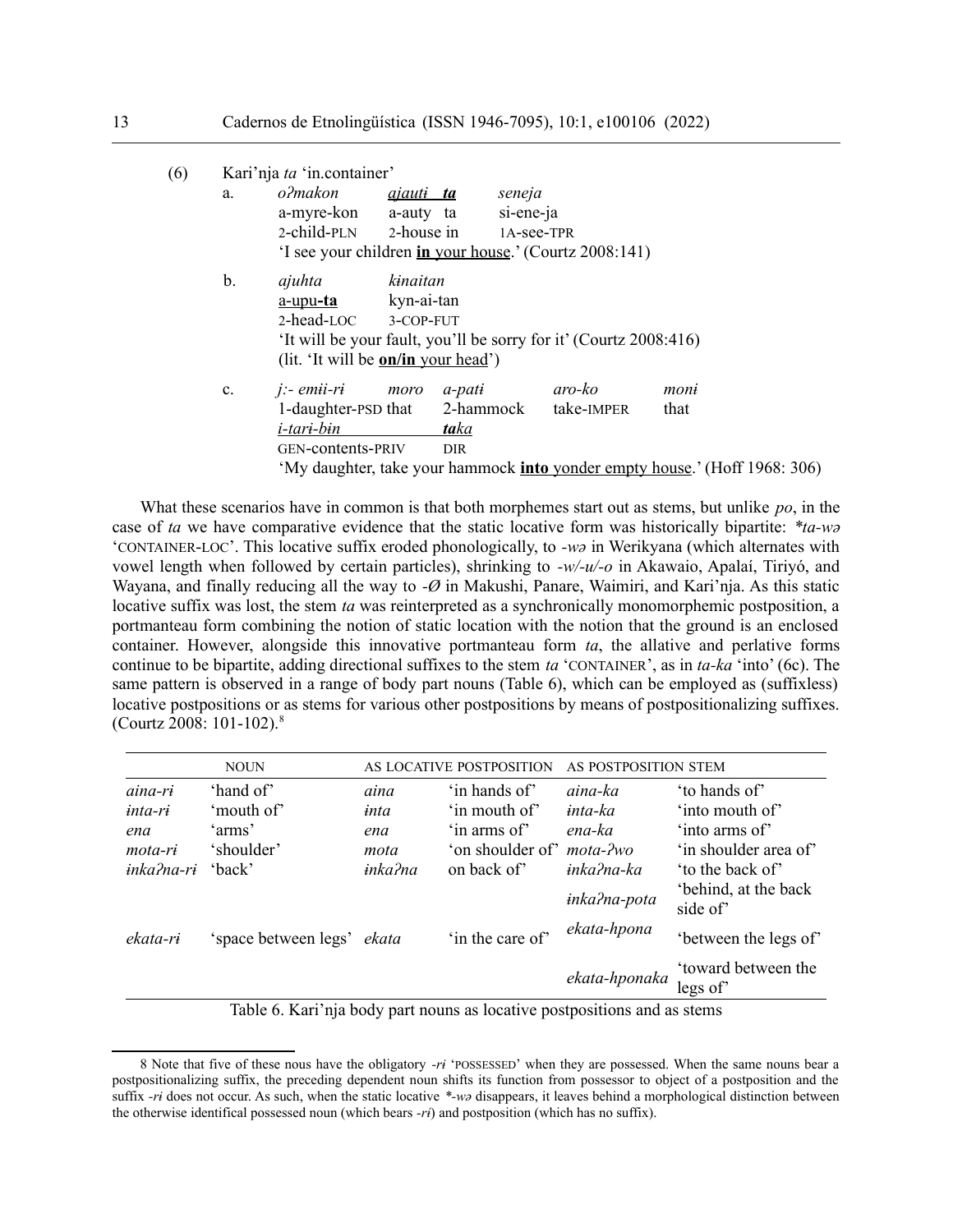(6) Kari'nja *ta* 'in.container'

a. *oʔmakon* *ajauti* ***ta*** *seneja*
a-myre-kon a-auty ta si-ene-ja
2-child-PLN 2-house in 1A-see-TPR
'I see your children **in** your house.' (Courtz 2008:141)

b. *ajuhta* *kɨnaitan*
a-upu**-ta** kyn-ai-tan
2-head-LOC 3-COP-FUT
'It will be your fault, you'll be sorry for it' (Courtz 2008:416)
(lit. 'It will be **on/in** your head')

c. *jː- emɨɨ-rɨ* *moro* *a-patɨ* *aro-ko* *monɨ*
1-daughter-PSD that 2-hammock take-IMPER that
*i-tarɨ-bɨn* ***ta****ka*
GEN-contents-PRIV DIR
'My daughter, take your hammock **into** yonder empty house.' (Hoff 1968: 306)

What these scenarios have in common is that both morphemes start out as stems, but unlike *po*, in the case of *ta* we have comparative evidence that the static locative form was historically bipartite: *\*ta-wə* 'CONTAINER-LOC'. This locative suffix eroded phonologically, to *-wə* in Werikyana (which alternates with vowel length when followed by certain particles), shrinking to *-w/-u/-o* in Akawaio, Apalaí, Tiriyó, and Wayana, and finally reducing all the way to *-Ø* in Makushi, Panare, Waimiri, and Kari'nja. As this static locative suffix was lost, the stem *ta* was reinterpreted as a synchronically monomorphemic postposition, a portmanteau form combining the notion of static location with the notion that the ground is an enclosed container. However, alongside this innovative portmanteau form *ta*, the allative and perlative forms continue to be bipartite, adding directional suffixes to the stem *ta* 'CONTAINER', as in *ta-ka* 'into' (6c). The same pattern is observed in a range of body part nouns (Table 6), which can be employed as (suffixless) locative postpositions or as stems for various other postpositions by means of postpositionalizing suffixes. (Courtz 2008: 101-102).[8]

| NOUN | | AS LOCATIVE POSTPOSITION | | AS POSTPOSITION STEM | |
|---|---|---|---|---|---|
| *aina-rɨ* | 'hand of' | *aina* | 'in hands of' | *aina-ka* | 'to hands of' |
| *ɨnta-rɨ* | 'mouth of' | *ɨnta* | 'in mouth of' | *ɨnta-ka* | 'into mouth of' |
| *ena* | 'arms' | *ena* | 'in arms of' | *ena-ka* | 'into arms of' |
| *mota-rɨ* | 'shoulder' | *mota* | 'on shoulder of' | *mota-ʔwo* | 'in shoulder area of' |
| *ɨnkaʔna-rɨ* | 'back' | *ɨnkaʔna* | on back of' | *ɨnkaʔna-ka* | 'to the back of' |
| | | | | *ɨnkaʔna-pota* | 'behind, at the back side of' |
| *ekata-rɨ* | 'space between legs' | *ekata* | 'in the care of' | *ekata-hpona* | 'between the legs of' |
| | | | | *ekata-hponaka* | 'toward between the legs of' |

Table 6. Kari'nja body part nouns as locative postpositions and as stems

---

8 Note that five of these nous have the obligatory *-rɨ* 'POSSESSED' when they are possessed. When the same nouns bear a postpositionalizing suffix, the preceding dependent noun shifts its function from possessor to object of a postposition and the suffix *-rɨ* does not occur. As such, when the static locative *\*-wə* disappears, it leaves behind a morphological distinction between the otherwise identifical possessed noun (which bears *-rɨ*) and postposition (which has no suffix).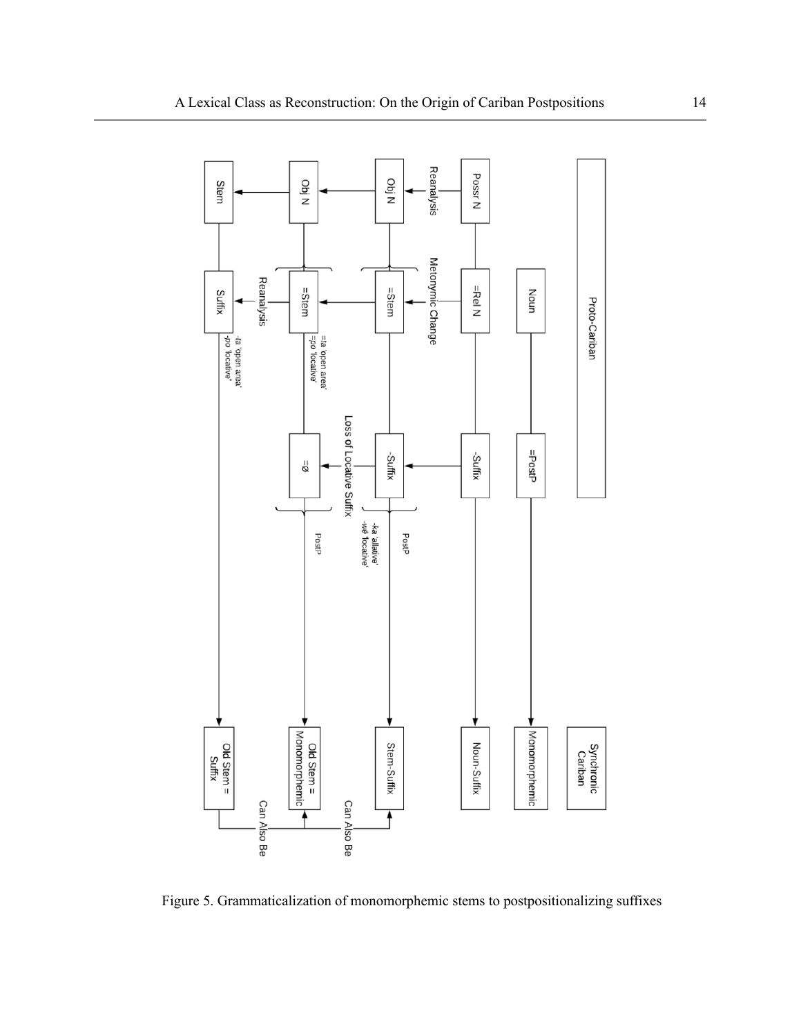| Proto-Cariban | | | | Synchronic Cariban |
|---|---|---|---|---|
| | Noun | =PostP | | Monomorphemic |
| Possr N | =Rel N | -Suffix | | Noun-Suffix |
| Obj N (Reanalysis) | =Stem (Metonymic Change) | -Suffix | -*kə* 'allative', -*wə* 'locative' (PostP) | Stem-Suffix |
| Obj N | =Stem (=*ta* 'open area', =*po* 'locative') | =Ø (Loss of Locative Suffix) | PostP | Old Stem = Monomorphemic |
| Stem | Suffix (Reanalysis) (-*ta* 'open area', -*po* 'locative') | | | Old Stem = Suffix |

Can Also Be · Can Also Be

Figure 5. Grammaticalization of monomorphemic stems to postpositionalizing suffixes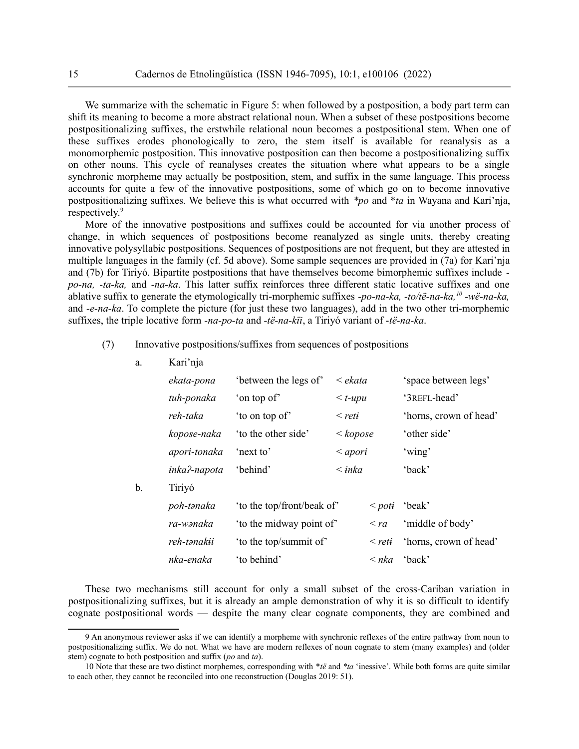We summarize with the schematic in Figure 5: when followed by a postposition, a body part term can shift its meaning to become a more abstract relational noun. When a subset of these postpositions become postpositionalizing suffixes, the erstwhile relational noun becomes a postpositional stem. When one of these suffixes erodes phonologically to zero, the stem itself is available for reanalysis as a monomorphemic postposition. This innovative postposition can then become a postpositionalizing suffix on other nouns. This cycle of reanalyses creates the situation where what appears to be a single synchronic morpheme may actually be postposition, stem, and suffix in the same language. This process accounts for quite a few of the innovative postpositions, some of which go on to become innovative postpositionalizing suffixes. We believe this is what occurred with *\*po* and \**ta* in Wayana and Kari'nja, respectively.[9]

More of the innovative postpositions and suffixes could be accounted for via another process of change, in which sequences of postpositions become reanalyzed as single units, thereby creating innovative polysyllabic postpositions. Sequences of postpositions are not frequent, but they are attested in multiple languages in the family (cf. 5d above). Some sample sequences are provided in (7a) for Kari'nja and (7b) for Tiriyó. Bipartite postpositions that have themselves become bimorphemic suffixes include *-po-na, -ta-ka,* and *-na-ka*. This latter suffix reinforces three different static locative suffixes and one ablative suffix to generate the etymologically tri-morphemic suffixes *-po-na-ka, -to/të-na-ka,*[10] *-wë-na-ka,* and *-e-na-ka*. To complete the picture (for just these two languages), add in the two other tri-morphemic suffixes, the triple locative form *-na-po-ta* and *-të-na-kïi*, a Tiriyó variant of *-të-na-ka*.

(7) Innovative postpositions/suffixes from sequences of postpositions

a. Kari'nja

| | | | |
|---|---|---|---|
| *ekata-pona* | 'between the legs of' | < *ekata* | 'space between legs' |
| *tuh-ponaka* | 'on top of' | < *t-upu* | '3REFL-head' |
| *reh-taka* | 'to on top of' | < *retɨ* | 'horns, crown of head' |
| *kopose-naka* | 'to the other side' | < *kopose* | 'other side' |
| *apori-tonaka* | 'next to' | < *apori* | 'wing' |
| *ɨnkaʔ-napota* | 'behind' | < *ɨnka* | 'back' |

b. Tiriyó

| | | | |
|---|---|---|---|
| *poh-tənaka* | 'to the top/front/beak of' | < *potɨ* | 'beak' |
| *ra-wənaka* | 'to the midway point of' | < *ra* | 'middle of body' |
| *reh-tənakɨi* | 'to the top/summit of' | < *retɨ* | 'horns, crown of head' |
| *nka-enaka* | 'to behind' | < *nka* | 'back' |

These two mechanisms still account for only a small subset of the cross-Cariban variation in postpositionalizing suffixes, but it is already an ample demonstration of why it is so difficult to identify cognate postpositional words — despite the many clear cognate components, they are combined and

---

9 An anonymous reviewer asks if we can identify a morpheme with synchronic reflexes of the entire pathway from noun to postpositionalizing suffix. We do not. What we have are modern reflexes of noun cognate to stem (many examples) and (older stem) cognate to both postposition and suffix (*po* and *ta*).

10 Note that these are two distinct morphemes, corresponding with \**të* and \**ta* 'inessive'. While both forms are quite similar to each other, they cannot be reconciled into one reconstruction (Douglas 2019: 51).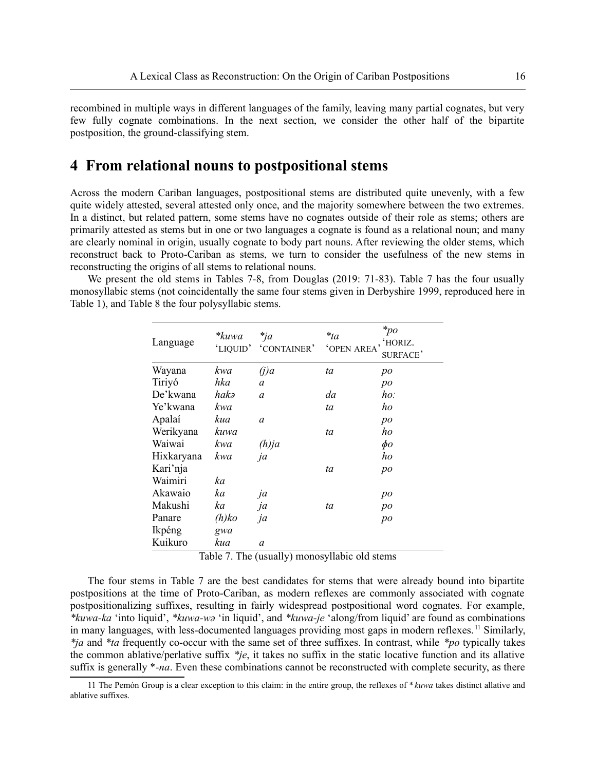recombined in multiple ways in different languages of the family, leaving many partial cognates, but very few fully cognate combinations. In the next section, we consider the other half of the bipartite postposition, the ground-classifying stem.

# 4 From relational nouns to postpositional stems

Across the modern Cariban languages, postpositional stems are distributed quite unevenly, with a few quite widely attested, several attested only once, and the majority somewhere between the two extremes. In a distinct, but related pattern, some stems have no cognates outside of their role as stems; others are primarily attested as stems but in one or two languages a cognate is found as a relational noun; and many are clearly nominal in origin, usually cognate to body part nouns. After reviewing the older stems, which reconstruct back to Proto-Cariban as stems, we turn to consider the usefulness of the new stems in reconstructing the origins of all stems to relational nouns.

We present the old stems in Tables 7-8, from Douglas (2019: 71-83). Table 7 has the four usually monosyllabic stems (not coincidentally the same four stems given in Derbyshire 1999, reproduced here in Table 1), and Table 8 the four polysyllabic stems.

| Language | *\*kuwa* 'LIQUID' | *\*ja* 'CONTAINER' | *\*ta* 'OPEN AREA' | *\*po* 'HORIZ. SURFACE' |
|---|---|---|---|---|
| Wayana | *kwa* | *(j)a* | *ta* | *po* |
| Tiriyó | *hka* | *a* | | *po* |
| De'kwana | *hakə* | *a* | *da* | *hoː* |
| Ye'kwana | *kwa* | | *ta* | *ho* |
| Apalaí | *kua* | *a* | | *po* |
| Werikyana | *kuwa* | | *ta* | *ho* |
| Waiwai | *kwa* | *(h)ja* | | *ɸo* |
| Hixkaryana | *kwa* | *ja* | | *ho* |
| Kari'nja | | | *ta* | *po* |
| Waimiri | *ka* | | | |
| Akawaio | *ka* | *ja* | | *po* |
| Makushi | *ka* | *ja* | *ta* | *po* |
| Panare | *(h)ko* | *ja* | | *po* |
| Ikpéng | *gwa* | | | |
| Kuikuro | *kua* | *a* | | |

Table 7. The (usually) monosyllabic old stems

The four stems in Table 7 are the best candidates for stems that were already bound into bipartite postpositions at the time of Proto-Cariban, as modern reflexes are commonly associated with cognate postpositionalizing suffixes, resulting in fairly widespread postpositional word cognates. For example, *\*kuwa-ka* 'into liquid', *\*kuwa-wə* 'in liquid', and *\*kuwa-je* 'along/from liquid' are found as combinations in many languages, with less-documented languages providing most gaps in modern reflexes.[11] Similarly, *\*ja* and *\*ta* frequently co-occur with the same set of three suffixes. In contrast, while *\*po* typically takes the common ablative/perlative suffix *\*je*, it takes no suffix in the static locative function and its allative suffix is generally \**-na*. Even these combinations cannot be reconstructed with complete security, as there

11 The Pemón Group is a clear exception to this claim: in the entire group, the reflexes of \**kuwa* takes distinct allative and ablative suffixes.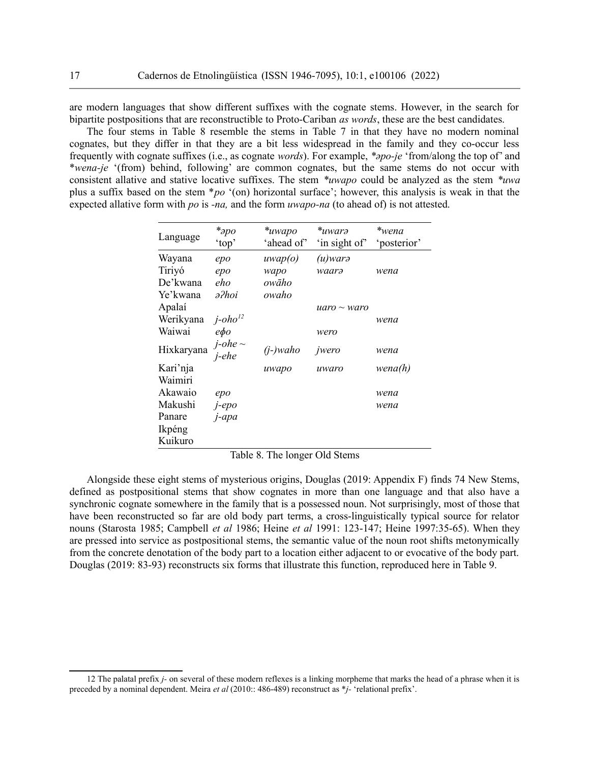are modern languages that show different suffixes with the cognate stems. However, in the search for bipartite postpositions that are reconstructible to Proto-Cariban *as words*, these are the best candidates.

The four stems in Table 8 resemble the stems in Table 7 in that they have no modern nominal cognates, but they differ in that they are a bit less widespread in the family and they co-occur less frequently with cognate suffixes (i.e., as cognate *words*). For example, *\*əpo-je* 'from/along the top of' and *\*wena-je* '(from) behind, following' are common cognates, but the same stems do not occur with consistent allative and stative locative suffixes. The stem *\*uwapo* could be analyzed as the stem *\*uwa* plus a suffix based on the stem *\*po* '(on) horizontal surface'; however, this analysis is weak in that the expected allative form with *po* is *-na,* and the form *uwapo-na* (to ahead of) is not attested.

| Language | *\*əpo* 'top' | *\*uwapo* 'ahead of' | *\*uwarə* 'in sight of' | *\*wena* 'posterior' |
|---|---|---|---|---|
| Wayana | *epo* | *uwap(o)* | *(u)warə* | |
| Tiriyó | *epo* | *wapo* | *waarə* | *wena* |
| De'kwana | *eho* | *owãho* | | |
| Ye'kwana | *əʔhoi* | *owaho* | | |
| Apalaí | | | *uaro ~ waro* | |
| Werikyana | *j-oho*[12] | | | *wena* |
| Waiwai | *eɸo* | | *wero* | |
| Hixkaryana | *j-ohe ~ j-ehe* | *(j-)waho* | *jwero* | *wena* |
| Kari'nja | | *uwapo* | *uwaro* | *wena(h)* |
| Waimiri | | | | |
| Akawaio | *epo* | | | *wena* |
| Makushi | *j-epo* | | | *wena* |
| Panare | *j-apa* | | | |
| Ikpéng | | | | |
| Kuikuro | | | | |

Table 8. The longer Old Stems

Alongside these eight stems of mysterious origins, Douglas (2019: Appendix F) finds 74 New Stems, defined as postpositional stems that show cognates in more than one language and that also have a synchronic cognate somewhere in the family that is a possessed noun. Not surprisingly, most of those that have been reconstructed so far are old body part terms, a cross-linguistically typical source for relator nouns (Starosta 1985; Campbell *et al* 1986; Heine *et al* 1991: 123-147; Heine 1997:35-65). When they are pressed into service as postpositional stems, the semantic value of the noun root shifts metonymically from the concrete denotation of the body part to a location either adjacent to or evocative of the body part. Douglas (2019: 83-93) reconstructs six forms that illustrate this function, reproduced here in Table 9.

12 The palatal prefix *j-* on several of these modern reflexes is a linking morpheme that marks the head of a phrase when it is preceded by a nominal dependent. Meira *et al* (2010:: 486-489) reconstruct as *\*j-* 'relational prefix'.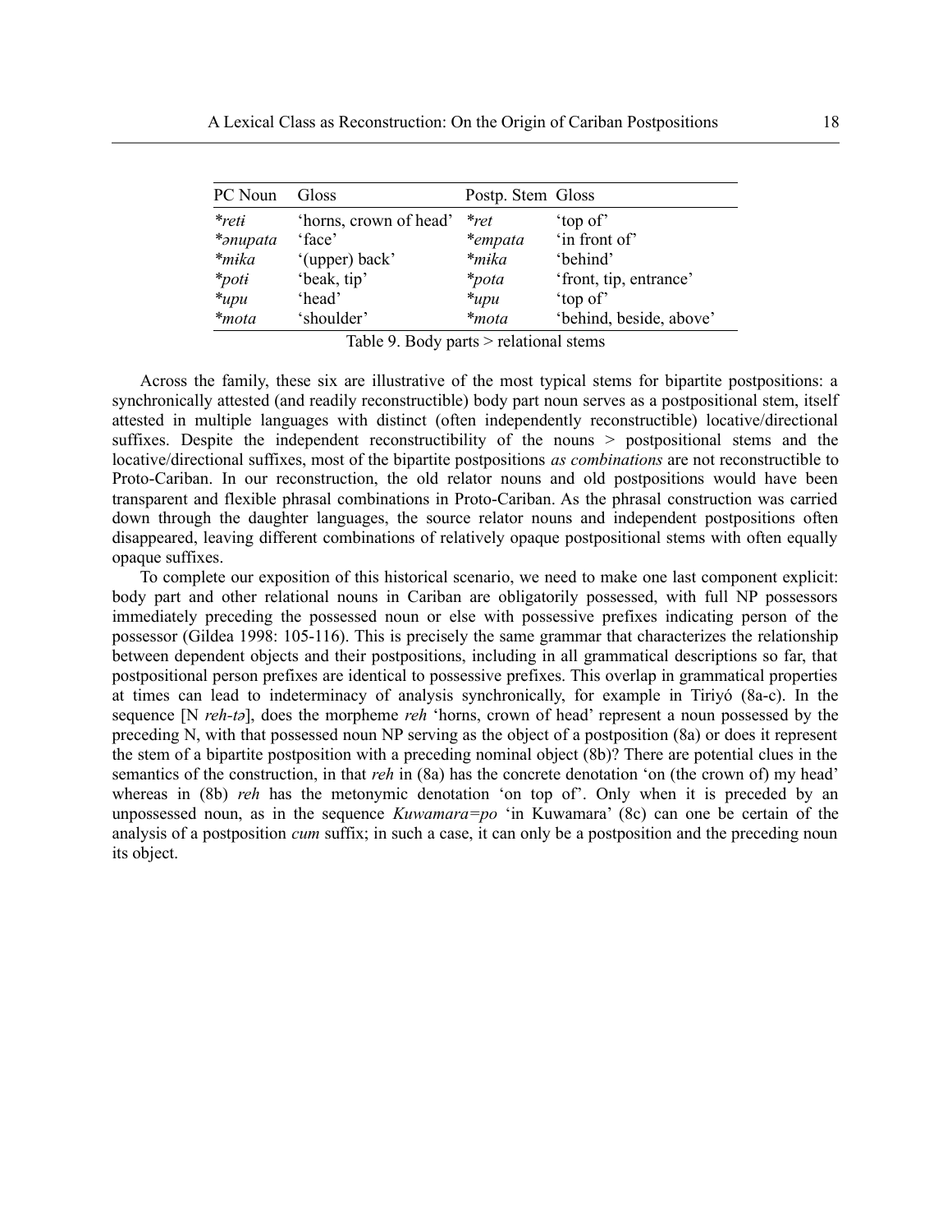| PC Noun | Gloss | Postp. Stem | Gloss |
|---|---|---|---|
| *\*reti* | 'horns, crown of head' | *\*ret* | 'top of' |
| *\*ənupata* | 'face' | *\*empata* | 'in front of' |
| *\*mika* | '(upper) back' | *\*mika* | 'behind' |
| *\*poti* | 'beak, tip' | *\*pota* | 'front, tip, entrance' |
| *\*upu* | 'head' | *\*upu* | 'top of' |
| *\*mota* | 'shoulder' | *\*mota* | 'behind, beside, above' |

Table 9. Body parts > relational stems

Across the family, these six are illustrative of the most typical stems for bipartite postpositions: a synchronically attested (and readily reconstructible) body part noun serves as a postpositional stem, itself attested in multiple languages with distinct (often independently reconstructible) locative/directional suffixes. Despite the independent reconstructibility of the nouns > postpositional stems and the locative/directional suffixes, most of the bipartite postpositions *as combinations* are not reconstructible to Proto-Cariban. In our reconstruction, the old relator nouns and old postpositions would have been transparent and flexible phrasal combinations in Proto-Cariban. As the phrasal construction was carried down through the daughter languages, the source relator nouns and independent postpositions often disappeared, leaving different combinations of relatively opaque postpositional stems with often equally opaque suffixes.

To complete our exposition of this historical scenario, we need to make one last component explicit: body part and other relational nouns in Cariban are obligatorily possessed, with full NP possessors immediately preceding the possessed noun or else with possessive prefixes indicating person of the possessor (Gildea 1998: 105-116). This is precisely the same grammar that characterizes the relationship between dependent objects and their postpositions, including in all grammatical descriptions so far, that postpositional person prefixes are identical to possessive prefixes. This overlap in grammatical properties at times can lead to indeterminacy of analysis synchronically, for example in Tiriyó (8a-c). In the sequence [N *reh-tə*], does the morpheme *reh* 'horns, crown of head' represent a noun possessed by the preceding N, with that possessed noun NP serving as the object of a postposition (8a) or does it represent the stem of a bipartite postposition with a preceding nominal object (8b)? There are potential clues in the semantics of the construction, in that *reh* in (8a) has the concrete denotation 'on (the crown of) my head' whereas in (8b) *reh* has the metonymic denotation 'on top of'. Only when it is preceded by an unpossessed noun, as in the sequence *Kuwamara=po* 'in Kuwamara' (8c) can one be certain of the analysis of a postposition *cum* suffix; in such a case, it can only be a postposition and the preceding noun its object.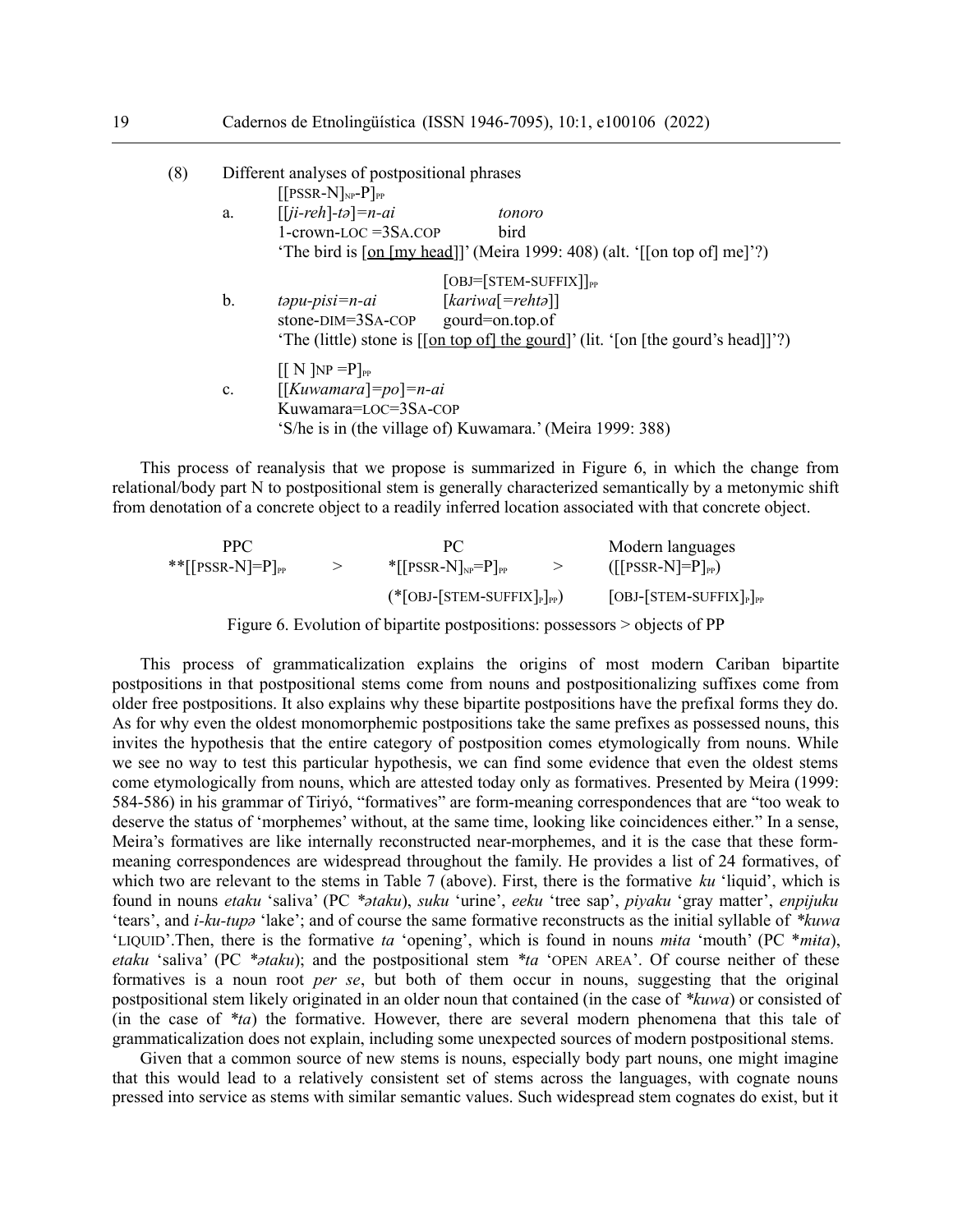(8) Different analyses of postpositional phrases

[[PSSR-N]$_{NP}$-P]$_{PP}$

a. [[*ji-reh*]-*tə*]=*n-ai* *tonoro*
1-crown-LOC =3SA.COP bird
'The bird is [on [my head]]' (Meira 1999: 408) (alt. '[[on top of] me]'?)

[OBJ=[STEM-SUFFIX]]$_{PP}$

b. *təpu-pisi=n-ai* [*kariwa*[=*rehtə*]]
stone-DIM=3SA-COP gourd=on.top.of
'The (little) stone is [[on top of] the gourd]' (lit. '[on [the gourd's head]]'?)

[[ N ]NP =P]$_{PP}$

c. [[*Kuwamara*]=*po*]=*n-ai*
Kuwamara=LOC=3SA-COP
'S/he is in (the village of) Kuwamara.' (Meira 1999: 388)

This process of reanalysis that we propose is summarized in Figure 6, in which the change from relational/body part N to postpositional stem is generally characterized semantically by a metonymic shift from denotation of a concrete object to a readily inferred location associated with that concrete object.

| PPC | | PC | | Modern languages |
|---|---|---|---|---|
| **[[PSSR-N]=P]$_{PP}$ | > | *[[PSSR-N]$_{NP}$=P]$_{PP}$ | > | ([[PSSR-N]=P]$_{PP}$) |
| | | (*[OBJ-[STEM-SUFFIX]$_{P}$]$_{PP}$) | | [OBJ-[STEM-SUFFIX]$_{P}$]$_{PP}$ |

Figure 6. Evolution of bipartite postpositions: possessors > objects of PP

This process of grammaticalization explains the origins of most modern Cariban bipartite postpositions in that postpositional stems come from nouns and postpositionalizing suffixes come from older free postpositions. It also explains why these bipartite postpositions have the prefixal forms they do. As for why even the oldest monomorphemic postpositions take the same prefixes as possessed nouns, this invites the hypothesis that the entire category of postposition comes etymologically from nouns. While we see no way to test this particular hypothesis, we can find some evidence that even the oldest stems come etymologically from nouns, which are attested today only as formatives. Presented by Meira (1999: 584-586) in his grammar of Tiriyó, "formatives" are form-meaning correspondences that are "too weak to deserve the status of 'morphemes' without, at the same time, looking like coincidences either." In a sense, Meira's formatives are like internally reconstructed near-morphemes, and it is the case that these form-meaning correspondences are widespread throughout the family. He provides a list of 24 formatives, of which two are relevant to the stems in Table 7 (above). First, there is the formative *ku* 'liquid', which is found in nouns *etaku* 'saliva' (PC *\*ətaku*), *suku* 'urine', *eeku* 'tree sap', *piyaku* 'gray matter', *enpijuku* 'tears', and *i-ku-tupə* 'lake'; and of course the same formative reconstructs as the initial syllable of *\*kuwa* 'LIQUID'.Then, there is the formative *ta* 'opening', which is found in nouns *mita* 'mouth' (PC *\*mita*), *etaku* 'saliva' (PC *\*ətaku*); and the postpositional stem *\*ta* 'OPEN AREA'. Of course neither of these formatives is a noun root *per se*, but both of them occur in nouns, suggesting that the original postpositional stem likely originated in an older noun that contained (in the case of *\*kuwa*) or consisted of (in the case of *\*ta*) the formative. However, there are several modern phenomena that this tale of grammaticalization does not explain, including some unexpected sources of modern postpositional stems.

Given that a common source of new stems is nouns, especially body part nouns, one might imagine that this would lead to a relatively consistent set of stems across the languages, with cognate nouns pressed into service as stems with similar semantic values. Such widespread stem cognates do exist, but it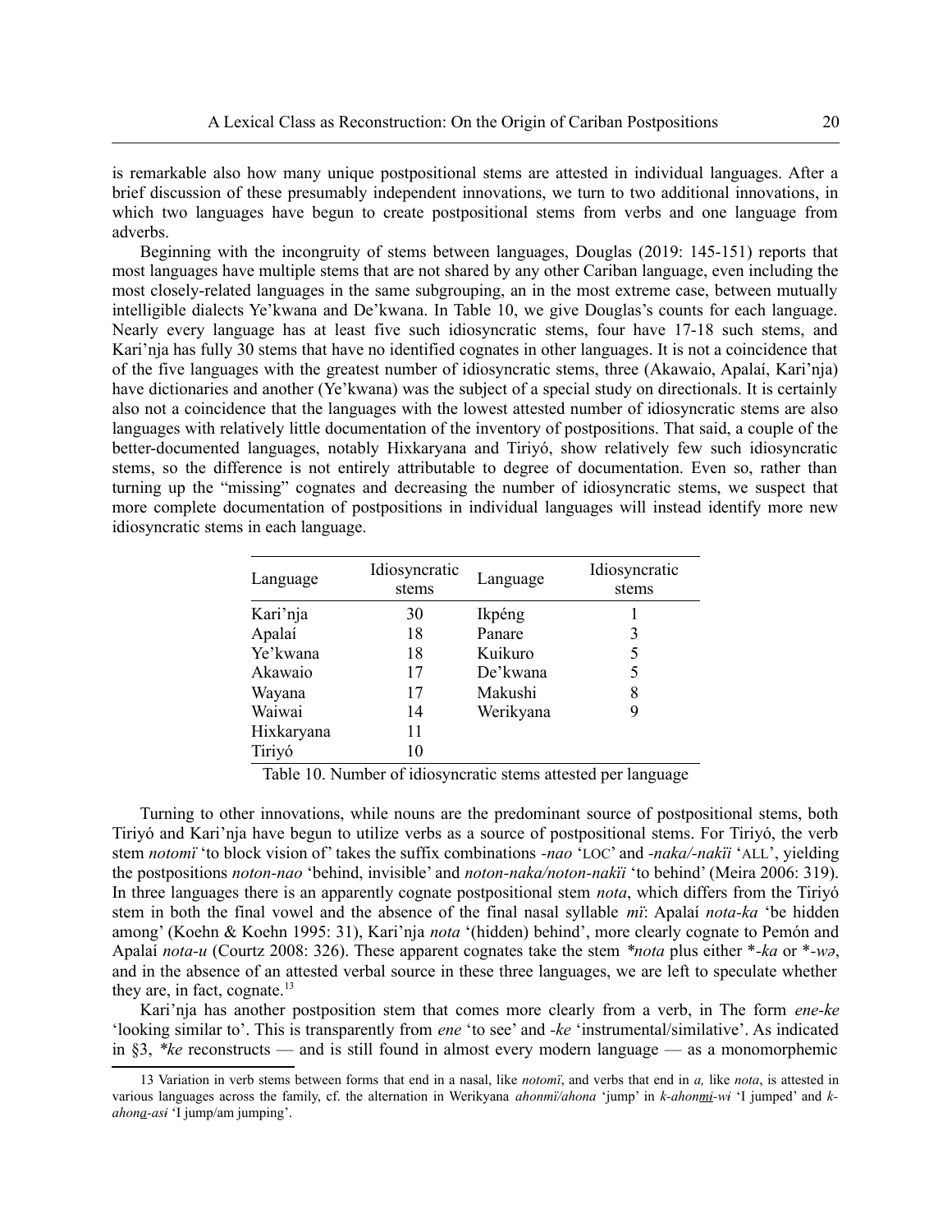is remarkable also how many unique postpositional stems are attested in individual languages. After a brief discussion of these presumably independent innovations, we turn to two additional innovations, in which two languages have begun to create postpositional stems from verbs and one language from adverbs.

Beginning with the incongruity of stems between languages, Douglas (2019: 145-151) reports that most languages have multiple stems that are not shared by any other Cariban language, even including the most closely-related languages in the same subgrouping, an in the most extreme case, between mutually intelligible dialects Ye'kwana and De'kwana. In Table 10, we give Douglas's counts for each language. Nearly every language has at least five such idiosyncratic stems, four have 17-18 such stems, and Kari'nja has fully 30 stems that have no identified cognates in other languages. It is not a coincidence that of the five languages with the greatest number of idiosyncratic stems, three (Akawaio, Apalaí, Kari'nja) have dictionaries and another (Ye'kwana) was the subject of a special study on directionals. It is certainly also not a coincidence that the languages with the lowest attested number of idiosyncratic stems are also languages with relatively little documentation of the inventory of postpositions. That said, a couple of the better-documented languages, notably Hixkaryana and Tiriyó, show relatively few such idiosyncratic stems, so the difference is not entirely attributable to degree of documentation. Even so, rather than turning up the "missing" cognates and decreasing the number of idiosyncratic stems, we suspect that more complete documentation of postpositions in individual languages will instead identify more new idiosyncratic stems in each language.

| Language | Idiosyncratic stems | Language | Idiosyncratic stems |
|---|---|---|---|
| Kari'nja | 30 | Ikpéng | 1 |
| Apalaí | 18 | Panare | 3 |
| Ye'kwana | 18 | Kuikuro | 5 |
| Akawaio | 17 | De'kwana | 5 |
| Wayana | 17 | Makushi | 8 |
| Waiwai | 14 | Werikyana | 9 |
| Hixkaryana | 11 | | |
| Tiriyó | 10 | | |

Table 10. Number of idiosyncratic stems attested per language

Turning to other innovations, while nouns are the predominant source of postpositional stems, both Tiriyó and Kari'nja have begun to utilize verbs as a source of postpositional stems. For Tiriyó, the verb stem *notomï* 'to block vision of' takes the suffix combinations *-nao* 'LOC' and *-naka/-nakïi* 'ALL', yielding the postpositions *noton-nao* 'behind, invisible' and *noton-naka/noton-nakïi* 'to behind' (Meira 2006: 319). In three languages there is an apparently cognate postpositional stem *nota*, which differs from the Tiriyó stem in both the final vowel and the absence of the final nasal syllable *mï*: Apalaí *nota-ka* 'be hidden among' (Koehn & Koehn 1995: 31), Kari'nja *nota* '(hidden) behind', more clearly cognate to Pemón and Apalaí *nota-u* (Courtz 2008: 326). These apparent cognates take the stem *\*nota* plus either \**-ka* or \**-wə*, and in the absence of an attested verbal source in these three languages, we are left to speculate whether they are, in fact, cognate.[13]

Kari'nja has another postposition stem that comes more clearly from a verb, in The form *ene-ke* 'looking similar to'. This is transparently from *ene* 'to see' and *-ke* 'instrumental/similative'. As indicated in §3, *\*ke* reconstructs — and is still found in almost every modern language — as a monomorphemic

13 Variation in verb stems between forms that end in a nasal, like *notomï*, and verbs that end in *a,* like *nota*, is attested in various languages across the family, cf. the alternation in Werikyana *ahonmï/ahona* 'jump' in *k-ahon<u>mi</u>-wɨ* 'I jumped' and *k-ahon<u>a</u>-asɨ* 'I jump/am jumping'.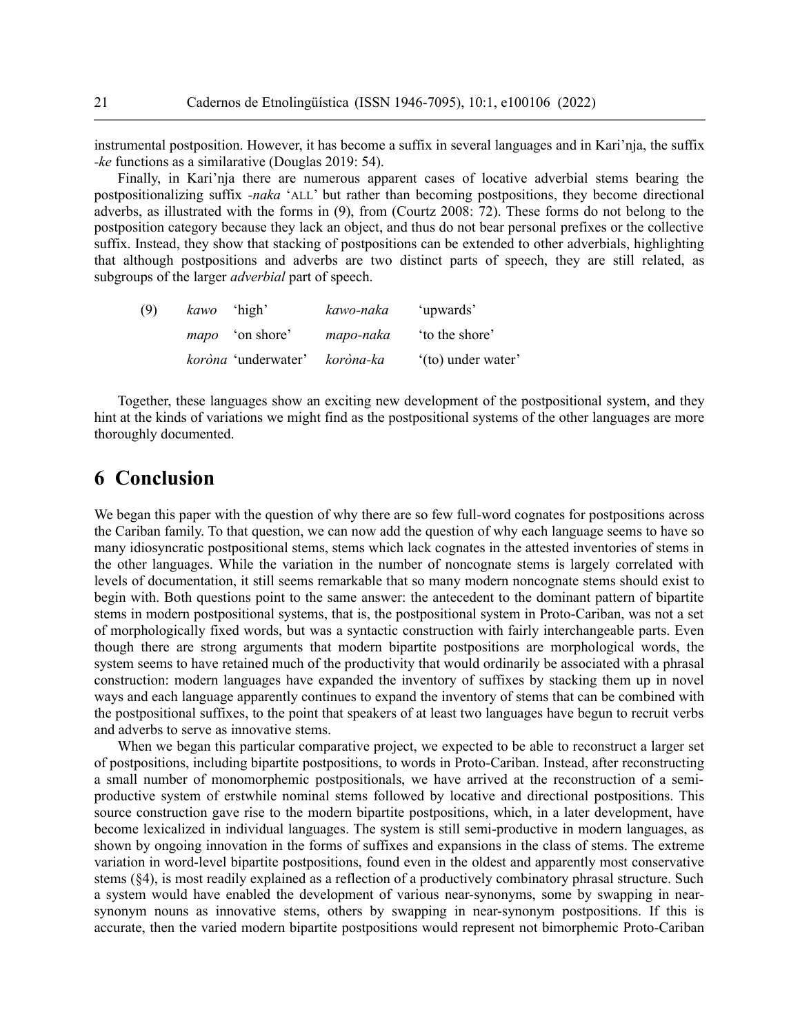instrumental postposition. However, it has become a suffix in several languages and in Kari'nja, the suffix *-ke* functions as a similarative (Douglas 2019: 54).

Finally, in Kari'nja there are numerous apparent cases of locative adverbial stems bearing the postpositionalizing suffix *-naka* 'ALL' but rather than becoming postpositions, they become directional adverbs, as illustrated with the forms in (9), from (Courtz 2008: 72). These forms do not belong to the postposition category because they lack an object, and thus do not bear personal prefixes or the collective suffix. Instead, they show that stacking of postpositions can be extended to other adverbials, highlighting that although postpositions and adverbs are two distinct parts of speech, they are still related, as subgroups of the larger *adverbial* part of speech.

| (9) | *kawo* 'high' | *kawo-naka* | 'upwards' |
|---|---|---|---|
| | *mapo* 'on shore' | *mapo-naka* | 'to the shore' |
| | *koròna* 'underwater' | *koròna-ka* | '(to) under water' |

Together, these languages show an exciting new development of the postpositional system, and they hint at the kinds of variations we might find as the postpositional systems of the other languages are more thoroughly documented.

# 6 Conclusion

We began this paper with the question of why there are so few full-word cognates for postpositions across the Cariban family. To that question, we can now add the question of why each language seems to have so many idiosyncratic postpositional stems, stems which lack cognates in the attested inventories of stems in the other languages. While the variation in the number of noncognate stems is largely correlated with levels of documentation, it still seems remarkable that so many modern noncognate stems should exist to begin with. Both questions point to the same answer: the antecedent to the dominant pattern of bipartite stems in modern postpositional systems, that is, the postpositional system in Proto-Cariban, was not a set of morphologically fixed words, but was a syntactic construction with fairly interchangeable parts. Even though there are strong arguments that modern bipartite postpositions are morphological words, the system seems to have retained much of the productivity that would ordinarily be associated with a phrasal construction: modern languages have expanded the inventory of suffixes by stacking them up in novel ways and each language apparently continues to expand the inventory of stems that can be combined with the postpositional suffixes, to the point that speakers of at least two languages have begun to recruit verbs and adverbs to serve as innovative stems.

When we began this particular comparative project, we expected to be able to reconstruct a larger set of postpositions, including bipartite postpositions, to words in Proto-Cariban. Instead, after reconstructing a small number of monomorphemic postpositionals, we have arrived at the reconstruction of a semi-productive system of erstwhile nominal stems followed by locative and directional postpositions. This source construction gave rise to the modern bipartite postpositions, which, in a later development, have become lexicalized in individual languages. The system is still semi-productive in modern languages, as shown by ongoing innovation in the forms of suffixes and expansions in the class of stems. The extreme variation in word-level bipartite postpositions, found even in the oldest and apparently most conservative stems (§4), is most readily explained as a reflection of a productively combinatory phrasal structure. Such a system would have enabled the development of various near-synonyms, some by swapping in near-synonym nouns as innovative stems, others by swapping in near-synonym postpositions. If this is accurate, then the varied modern bipartite postpositions would represent not bimorphemic Proto-Cariban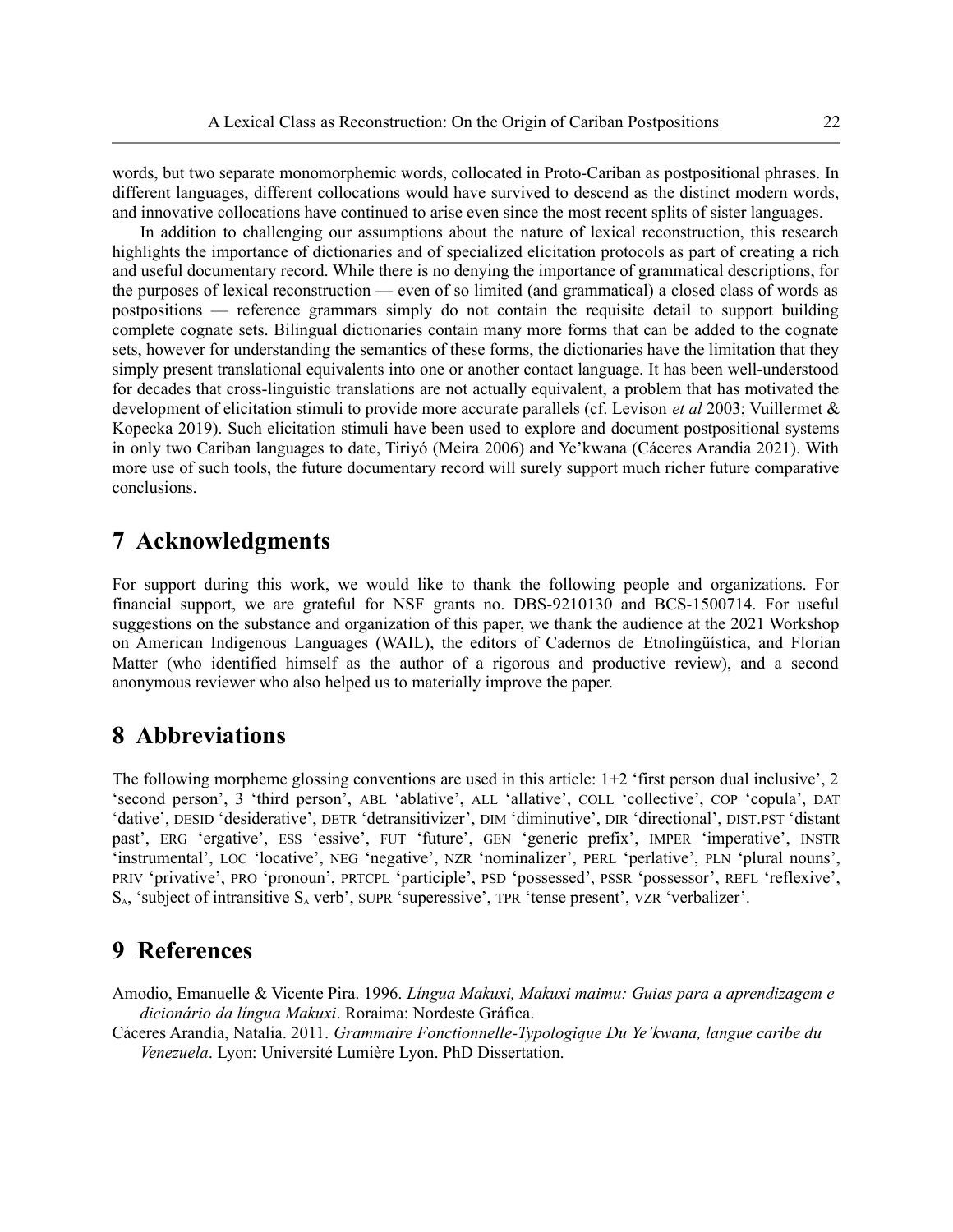words, but two separate monomorphemic words, collocated in Proto-Cariban as postpositional phrases. In different languages, different collocations would have survived to descend as the distinct modern words, and innovative collocations have continued to arise even since the most recent splits of sister languages.

In addition to challenging our assumptions about the nature of lexical reconstruction, this research highlights the importance of dictionaries and of specialized elicitation protocols as part of creating a rich and useful documentary record. While there is no denying the importance of grammatical descriptions, for the purposes of lexical reconstruction — even of so limited (and grammatical) a closed class of words as postpositions — reference grammars simply do not contain the requisite detail to support building complete cognate sets. Bilingual dictionaries contain many more forms that can be added to the cognate sets, however for understanding the semantics of these forms, the dictionaries have the limitation that they simply present translational equivalents into one or another contact language. It has been well-understood for decades that cross-linguistic translations are not actually equivalent, a problem that has motivated the development of elicitation stimuli to provide more accurate parallels (cf. Levison *et al* 2003; Vuillermet & Kopecka 2019). Such elicitation stimuli have been used to explore and document postpositional systems in only two Cariban languages to date, Tiriyó (Meira 2006) and Ye'kwana (Cáceres Arandia 2021). With more use of such tools, the future documentary record will surely support much richer future comparative conclusions.

# 7 Acknowledgments

For support during this work, we would like to thank the following people and organizations. For financial support, we are grateful for NSF grants no. DBS-9210130 and BCS-1500714. For useful suggestions on the substance and organization of this paper, we thank the audience at the 2021 Workshop on American Indigenous Languages (WAIL), the editors of Cadernos de Etnolingüística, and Florian Matter (who identified himself as the author of a rigorous and productive review), and a second anonymous reviewer who also helped us to materially improve the paper.

# 8 Abbreviations

The following morpheme glossing conventions are used in this article: 1+2 'first person dual inclusive', 2 'second person', 3 'third person', ABL 'ablative', ALL 'allative', COLL 'collective', COP 'copula', DAT 'dative', DESID 'desiderative', DETR 'detransitivizer', DIM 'diminutive', DIR 'directional', DIST.PST 'distant past', ERG 'ergative', ESS 'essive', FUT 'future', GEN 'generic prefix', IMPER 'imperative', INSTR 'instrumental', LOC 'locative', NEG 'negative', NZR 'nominalizer', PERL 'perlative', PLN 'plural nouns', PRIV 'privative', PRO 'pronoun', PRTCPL 'participle', PSD 'possessed', PSSR 'possessor', REFL 'reflexive', $S_A$, 'subject of intransitive $S_A$ verb', SUPR 'superessive', TPR 'tense present', VZR 'verbalizer'.

# 9 References

Amodio, Emanuelle & Vicente Pira. 1996. *Língua Makuxi, Makuxi maimu: Guias para a aprendizagem e dicionário da língua Makuxi*. Roraima: Nordeste Gráfica.

Cáceres Arandia, Natalia. 2011. *Grammaire Fonctionnelle-Typologique Du Ye'kwana, langue caribe du Venezuela*. Lyon: Université Lumière Lyon. PhD Dissertation.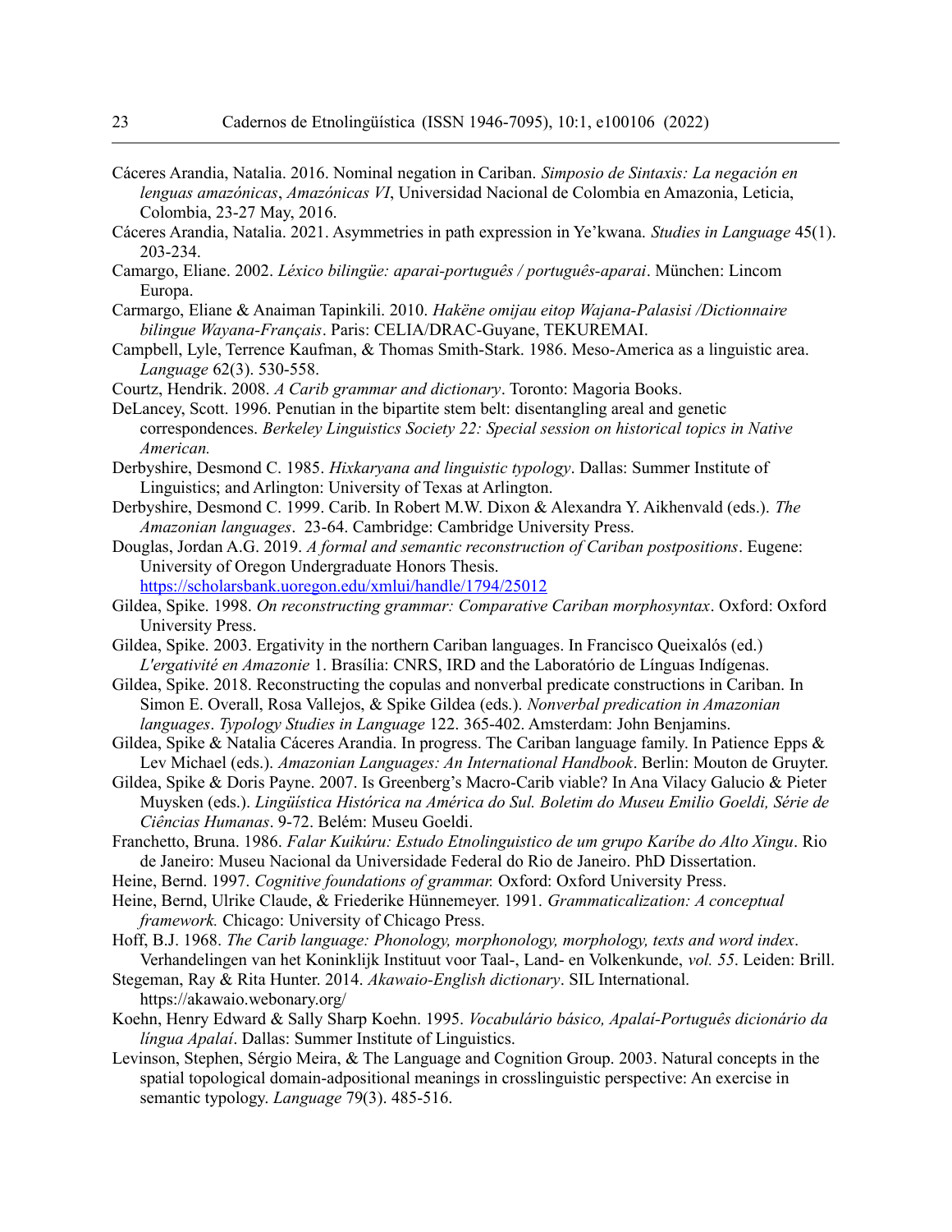Cáceres Arandia, Natalia. 2016. Nominal negation in Cariban. *Simposio de Sintaxis: La negación en lenguas amazónicas*, *Amazónicas VI*, Universidad Nacional de Colombia en Amazonia, Leticia, Colombia, 23-27 May, 2016.

Cáceres Arandia, Natalia. 2021. Asymmetries in path expression in Ye'kwana. *Studies in Language* 45(1). 203-234.

Camargo, Eliane. 2002. *Léxico bilingüe: aparai-português / português-aparai*. München: Lincom Europa.

Carmargo, Eliane & Anaiman Tapinkili. 2010. *Hakëne omijau eitop Wajana-Palasisi /Dictionnaire bilingue Wayana-Français*. Paris: CELIA/DRAC-Guyane, TEKUREMAI.

Campbell, Lyle, Terrence Kaufman, & Thomas Smith-Stark. 1986. Meso-America as a linguistic area. *Language* 62(3). 530-558.

Courtz, Hendrik. 2008. *A Carib grammar and dictionary*. Toronto: Magoria Books.

DeLancey, Scott. 1996. Penutian in the bipartite stem belt: disentangling areal and genetic correspondences. *Berkeley Linguistics Society 22: Special session on historical topics in Native American.*

Derbyshire, Desmond C. 1985. *Hixkaryana and linguistic typology*. Dallas: Summer Institute of Linguistics; and Arlington: University of Texas at Arlington.

Derbyshire, Desmond C. 1999. Carib. In Robert M.W. Dixon & Alexandra Y. Aikhenvald (eds.). *The Amazonian languages*. 23-64. Cambridge: Cambridge University Press.

Douglas, Jordan A.G. 2019. *A formal and semantic reconstruction of Cariban postpositions*. Eugene: University of Oregon Undergraduate Honors Thesis. https://scholarsbank.uoregon.edu/xmlui/handle/1794/25012

Gildea, Spike. 1998. *On reconstructing grammar: Comparative Cariban morphosyntax*. Oxford: Oxford University Press.

Gildea, Spike. 2003. Ergativity in the northern Cariban languages. In Francisco Queixalós (ed.) *L'ergativité en Amazonie* 1. Brasília: CNRS, IRD and the Laboratório de Línguas Indígenas.

Gildea, Spike. 2018. Reconstructing the copulas and nonverbal predicate constructions in Cariban. In Simon E. Overall, Rosa Vallejos, & Spike Gildea (eds.). *Nonverbal predication in Amazonian languages*. *Typology Studies in Language* 122. 365-402. Amsterdam: John Benjamins.

Gildea, Spike & Natalia Cáceres Arandia. In progress. The Cariban language family. In Patience Epps & Lev Michael (eds.). *Amazonian Languages: An International Handbook*. Berlin: Mouton de Gruyter.

Gildea, Spike & Doris Payne. 2007. Is Greenberg's Macro-Carib viable? In Ana Vilacy Galucio & Pieter Muysken (eds.). *Lingüística Histórica na América do Sul. Boletim do Museu Emilio Goeldi, Série de Ciências Humanas*. 9-72. Belém: Museu Goeldi.

Franchetto, Bruna. 1986. *Falar Kuikúru: Estudo Etnolinguistico de um grupo Karíbe do Alto Xingu*. Rio de Janeiro: Museu Nacional da Universidade Federal do Rio de Janeiro. PhD Dissertation.

Heine, Bernd. 1997. *Cognitive foundations of grammar.* Oxford: Oxford University Press.

Heine, Bernd, Ulrike Claude, & Friederike Hünnemeyer. 1991. *Grammaticalization: A conceptual framework.* Chicago: University of Chicago Press.

Hoff, B.J. 1968. *The Carib language: Phonology, morphonology, morphology, texts and word index*. Verhandelingen van het Koninklijk Instituut voor Taal-, Land- en Volkenkunde, *vol. 55*. Leiden: Brill.

Stegeman, Ray & Rita Hunter. 2014. *Akawaio-English dictionary*. SIL International. https://akawaio.webonary.org/

Koehn, Henry Edward & Sally Sharp Koehn. 1995. *Vocabulário básico, Apalaí-Português dicionário da língua Apalaí*. Dallas: Summer Institute of Linguistics.

Levinson, Stephen, Sérgio Meira, & The Language and Cognition Group. 2003. Natural concepts in the spatial topological domain-adpositional meanings in crosslinguistic perspective: An exercise in semantic typology. *Language* 79(3). 485-516.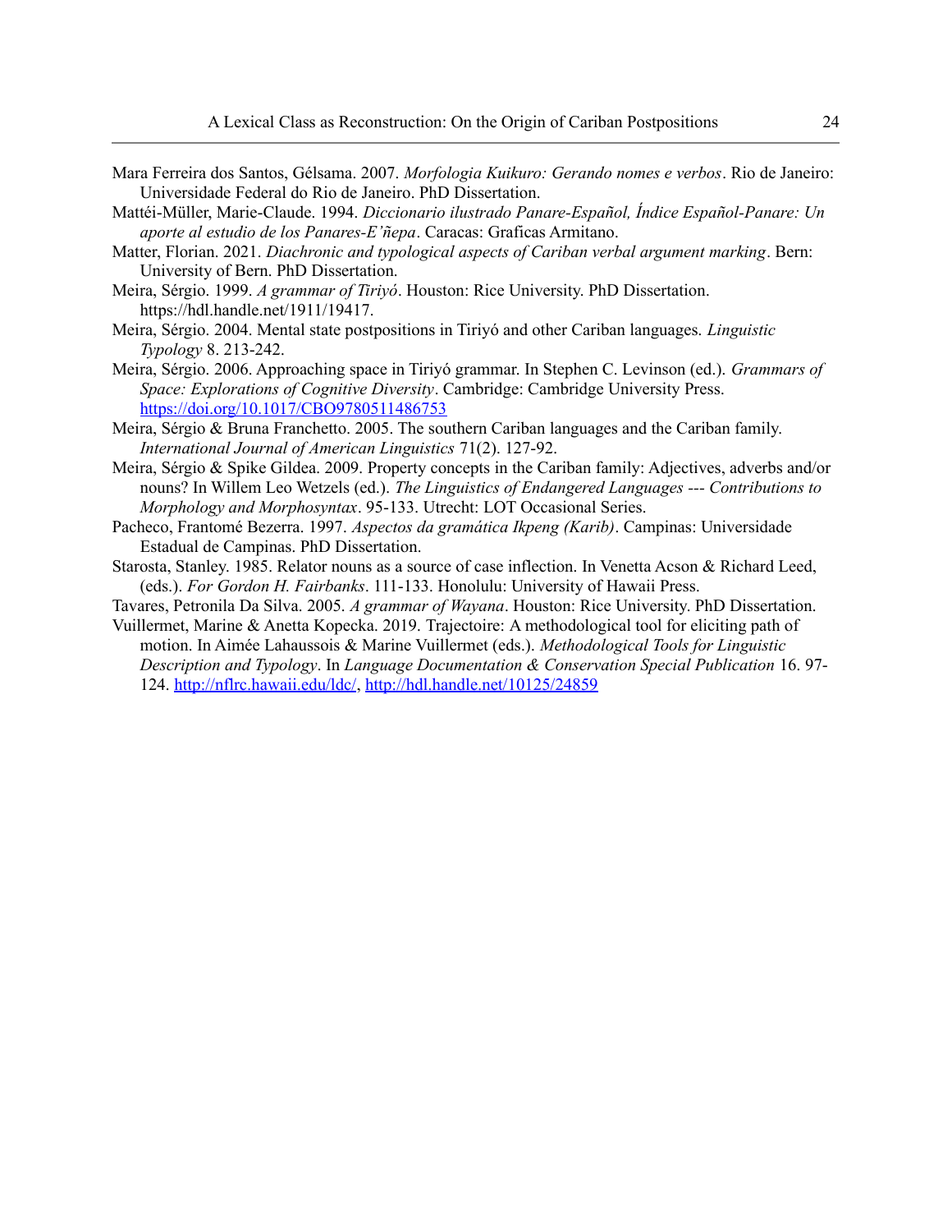Mara Ferreira dos Santos, Gélsama. 2007. *Morfologia Kuikuro: Gerando nomes e verbos*. Rio de Janeiro: Universidade Federal do Rio de Janeiro. PhD Dissertation.

Mattéi-Müller, Marie-Claude. 1994. *Diccionario ilustrado Panare-Español, Índice Español-Panare: Un aporte al estudio de los Panares-E'ñepa*. Caracas: Graficas Armitano.

Matter, Florian. 2021. *Diachronic and typological aspects of Cariban verbal argument marking*. Bern: University of Bern. PhD Dissertation.

Meira, Sérgio. 1999. *A grammar of Tiriyó*. Houston: Rice University. PhD Dissertation. https://hdl.handle.net/1911/19417.

Meira, Sérgio. 2004. Mental state postpositions in Tiriyó and other Cariban languages. *Linguistic Typology* 8. 213-242.

Meira, Sérgio. 2006. Approaching space in Tiriyó grammar. In Stephen C. Levinson (ed.). *Grammars of Space: Explorations of Cognitive Diversity*. Cambridge: Cambridge University Press. https://doi.org/10.1017/CBO9780511486753

Meira, Sérgio & Bruna Franchetto. 2005. The southern Cariban languages and the Cariban family. *International Journal of American Linguistics* 71(2). 127-92.

Meira, Sérgio & Spike Gildea. 2009. Property concepts in the Cariban family: Adjectives, adverbs and/or nouns? In Willem Leo Wetzels (ed.). *The Linguistics of Endangered Languages --- Contributions to Morphology and Morphosyntax*. 95-133. Utrecht: LOT Occasional Series.

Pacheco, Frantomé Bezerra. 1997. *Aspectos da gramática Ikpeng (Karib)*. Campinas: Universidade Estadual de Campinas. PhD Dissertation.

Starosta, Stanley. 1985. Relator nouns as a source of case inflection. In Venetta Acson & Richard Leed, (eds.). *For Gordon H. Fairbanks*. 111-133. Honolulu: University of Hawaii Press.

Tavares, Petronila Da Silva. 2005. *A grammar of Wayana*. Houston: Rice University. PhD Dissertation.

Vuillermet, Marine & Anetta Kopecka. 2019. Trajectoire: A methodological tool for eliciting path of motion. In Aimée Lahaussois & Marine Vuillermet (eds.). *Methodological Tools for Linguistic Description and Typology*. In *Language Documentation & Conservation Special Publication* 16. 97-124. http://nflrc.hawaii.edu/ldc/, http://hdl.handle.net/10125/24859